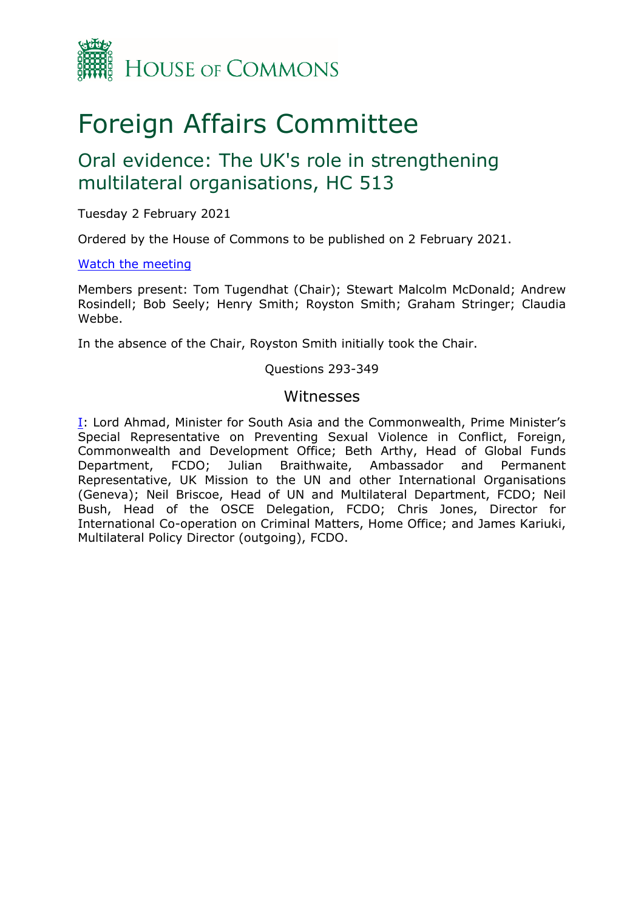House of Commons

# Foreign Affairs Committee

## Oral evidence: The UK's role in strengthening multilateral organisations, HC 513

Tuesday 2 February 2021

Ordered by the House of Commons to be published on 2 February 2021.

[Watch the meeting]

Members present: Tom Tugendhat (Chair); Stewart Malcolm McDonald; Andrew Rosindell; Bob Seely; Henry Smith; Royston Smith; Graham Stringer; Claudia Webbe.

In the absence of the Chair, Royston Smith initially took the Chair.

Questions 293-349

### Witnesses

I: Lord Ahmad, Minister for South Asia and the Commonwealth, Prime Minister's Special Representative on Preventing Sexual Violence in Conflict, Foreign, Commonwealth and Development Office; Beth Arthy, Head of Global Funds Department, FCDO; Julian Braithwaite, Ambassador and Permanent Representative, UK Mission to the UN and other International Organisations (Geneva); Neil Briscoe, Head of UN and Multilateral Department, FCDO; Neil Bush, Head of the OSCE Delegation, FCDO; Chris Jones, Director for International Co-operation on Criminal Matters, Home Office; and James Kariuki, Multilateral Policy Director (outgoing), FCDO.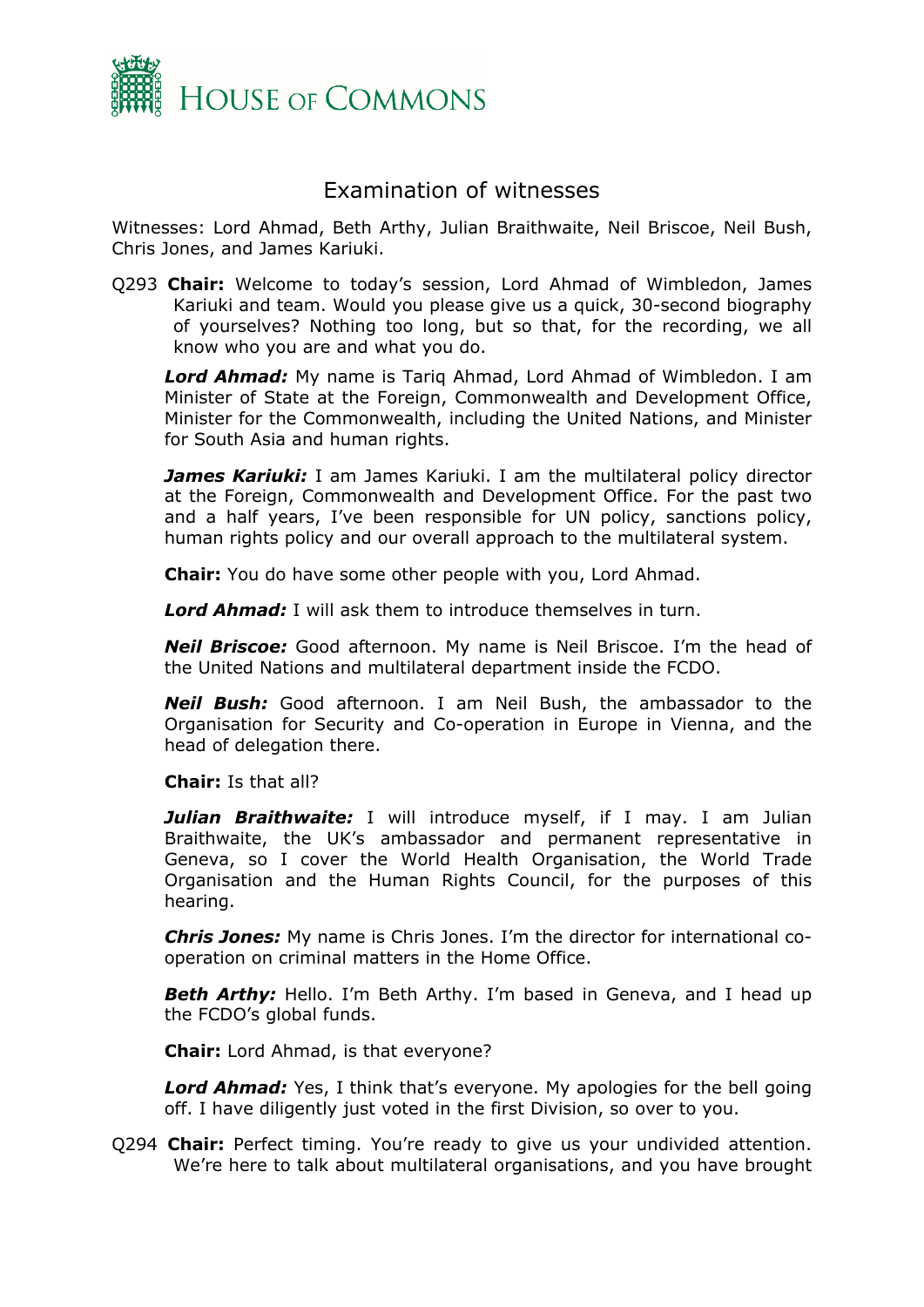# Examination of witnesses

Witnesses: Lord Ahmad, Beth Arthy, Julian Braithwaite, Neil Briscoe, Neil Bush, Chris Jones, and James Kariuki.

Q293 **Chair:** Welcome to today's session, Lord Ahmad of Wimbledon, James Kariuki and team. Would you please give us a quick, 30-second biography of yourselves? Nothing too long, but so that, for the recording, we all know who you are and what you do.

***Lord Ahmad:*** My name is Tariq Ahmad, Lord Ahmad of Wimbledon. I am Minister of State at the Foreign, Commonwealth and Development Office, Minister for the Commonwealth, including the United Nations, and Minister for South Asia and human rights.

***James Kariuki:*** I am James Kariuki. I am the multilateral policy director at the Foreign, Commonwealth and Development Office. For the past two and a half years, I've been responsible for UN policy, sanctions policy, human rights policy and our overall approach to the multilateral system.

**Chair:** You do have some other people with you, Lord Ahmad.

***Lord Ahmad:*** I will ask them to introduce themselves in turn.

***Neil Briscoe:*** Good afternoon. My name is Neil Briscoe. I'm the head of the United Nations and multilateral department inside the FCDO.

***Neil Bush:*** Good afternoon. I am Neil Bush, the ambassador to the Organisation for Security and Co-operation in Europe in Vienna, and the head of delegation there.

**Chair:** Is that all?

***Julian Braithwaite:*** I will introduce myself, if I may. I am Julian Braithwaite, the UK's ambassador and permanent representative in Geneva, so I cover the World Health Organisation, the World Trade Organisation and the Human Rights Council, for the purposes of this hearing.

***Chris Jones:*** My name is Chris Jones. I'm the director for international co-operation on criminal matters in the Home Office.

***Beth Arthy:*** Hello. I'm Beth Arthy. I'm based in Geneva, and I head up the FCDO's global funds.

**Chair:** Lord Ahmad, is that everyone?

***Lord Ahmad:*** Yes, I think that's everyone. My apologies for the bell going off. I have diligently just voted in the first Division, so over to you.

Q294 **Chair:** Perfect timing. You're ready to give us your undivided attention. We're here to talk about multilateral organisations, and you have brought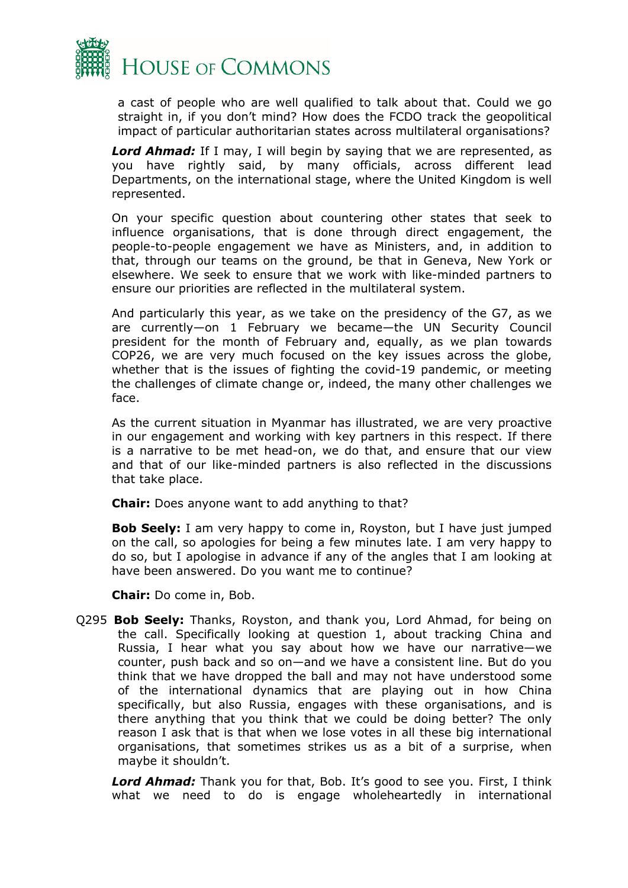a cast of people who are well qualified to talk about that. Could we go straight in, if you don't mind? How does the FCDO track the geopolitical impact of particular authoritarian states across multilateral organisations?

***Lord Ahmad:*** If I may, I will begin by saying that we are represented, as you have rightly said, by many officials, across different lead Departments, on the international stage, where the United Kingdom is well represented.

On your specific question about countering other states that seek to influence organisations, that is done through direct engagement, the people-to-people engagement we have as Ministers, and, in addition to that, through our teams on the ground, be that in Geneva, New York or elsewhere. We seek to ensure that we work with like-minded partners to ensure our priorities are reflected in the multilateral system.

And particularly this year, as we take on the presidency of the G7, as we are currently—on 1 February we became—the UN Security Council president for the month of February and, equally, as we plan towards COP26, we are very much focused on the key issues across the globe, whether that is the issues of fighting the covid-19 pandemic, or meeting the challenges of climate change or, indeed, the many other challenges we face.

As the current situation in Myanmar has illustrated, we are very proactive in our engagement and working with key partners in this respect. If there is a narrative to be met head-on, we do that, and ensure that our view and that of our like-minded partners is also reflected in the discussions that take place.

**Chair:** Does anyone want to add anything to that?

**Bob Seely:** I am very happy to come in, Royston, but I have just jumped on the call, so apologies for being a few minutes late. I am very happy to do so, but I apologise in advance if any of the angles that I am looking at have been answered. Do you want me to continue?

**Chair:** Do come in, Bob.

Q295 **Bob Seely:** Thanks, Royston, and thank you, Lord Ahmad, for being on the call. Specifically looking at question 1, about tracking China and Russia, I hear what you say about how we have our narrative—we counter, push back and so on—and we have a consistent line. But do you think that we have dropped the ball and may not have understood some of the international dynamics that are playing out in how China specifically, but also Russia, engages with these organisations, and is there anything that you think that we could be doing better? The only reason I ask that is that when we lose votes in all these big international organisations, that sometimes strikes us as a bit of a surprise, when maybe it shouldn't.

***Lord Ahmad:*** Thank you for that, Bob. It's good to see you. First, I think what we need to do is engage wholeheartedly in international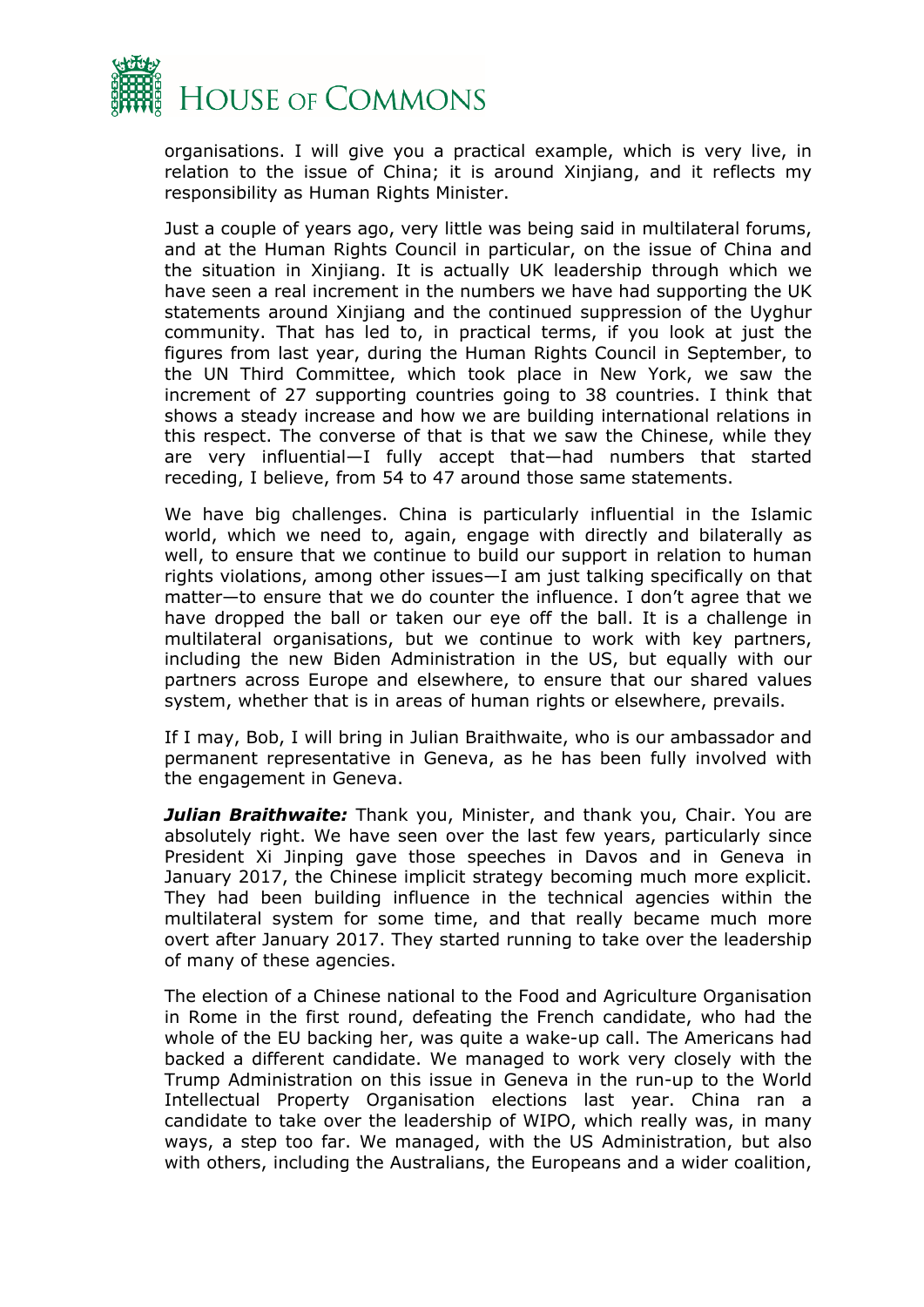organisations. I will give you a practical example, which is very live, in relation to the issue of China; it is around Xinjiang, and it reflects my responsibility as Human Rights Minister.

Just a couple of years ago, very little was being said in multilateral forums, and at the Human Rights Council in particular, on the issue of China and the situation in Xinjiang. It is actually UK leadership through which we have seen a real increment in the numbers we have had supporting the UK statements around Xinjiang and the continued suppression of the Uyghur community. That has led to, in practical terms, if you look at just the figures from last year, during the Human Rights Council in September, to the UN Third Committee, which took place in New York, we saw the increment of 27 supporting countries going to 38 countries. I think that shows a steady increase and how we are building international relations in this respect. The converse of that is that we saw the Chinese, while they are very influential—I fully accept that—had numbers that started receding, I believe, from 54 to 47 around those same statements.

We have big challenges. China is particularly influential in the Islamic world, which we need to, again, engage with directly and bilaterally as well, to ensure that we continue to build our support in relation to human rights violations, among other issues—I am just talking specifically on that matter—to ensure that we do counter the influence. I don't agree that we have dropped the ball or taken our eye off the ball. It is a challenge in multilateral organisations, but we continue to work with key partners, including the new Biden Administration in the US, but equally with our partners across Europe and elsewhere, to ensure that our shared values system, whether that is in areas of human rights or elsewhere, prevails.

If I may, Bob, I will bring in Julian Braithwaite, who is our ambassador and permanent representative in Geneva, as he has been fully involved with the engagement in Geneva.

***Julian Braithwaite:*** Thank you, Minister, and thank you, Chair. You are absolutely right. We have seen over the last few years, particularly since President Xi Jinping gave those speeches in Davos and in Geneva in January 2017, the Chinese implicit strategy becoming much more explicit. They had been building influence in the technical agencies within the multilateral system for some time, and that really became much more overt after January 2017. They started running to take over the leadership of many of these agencies.

The election of a Chinese national to the Food and Agriculture Organisation in Rome in the first round, defeating the French candidate, who had the whole of the EU backing her, was quite a wake-up call. The Americans had backed a different candidate. We managed to work very closely with the Trump Administration on this issue in Geneva in the run-up to the World Intellectual Property Organisation elections last year. China ran a candidate to take over the leadership of WIPO, which really was, in many ways, a step too far. We managed, with the US Administration, but also with others, including the Australians, the Europeans and a wider coalition,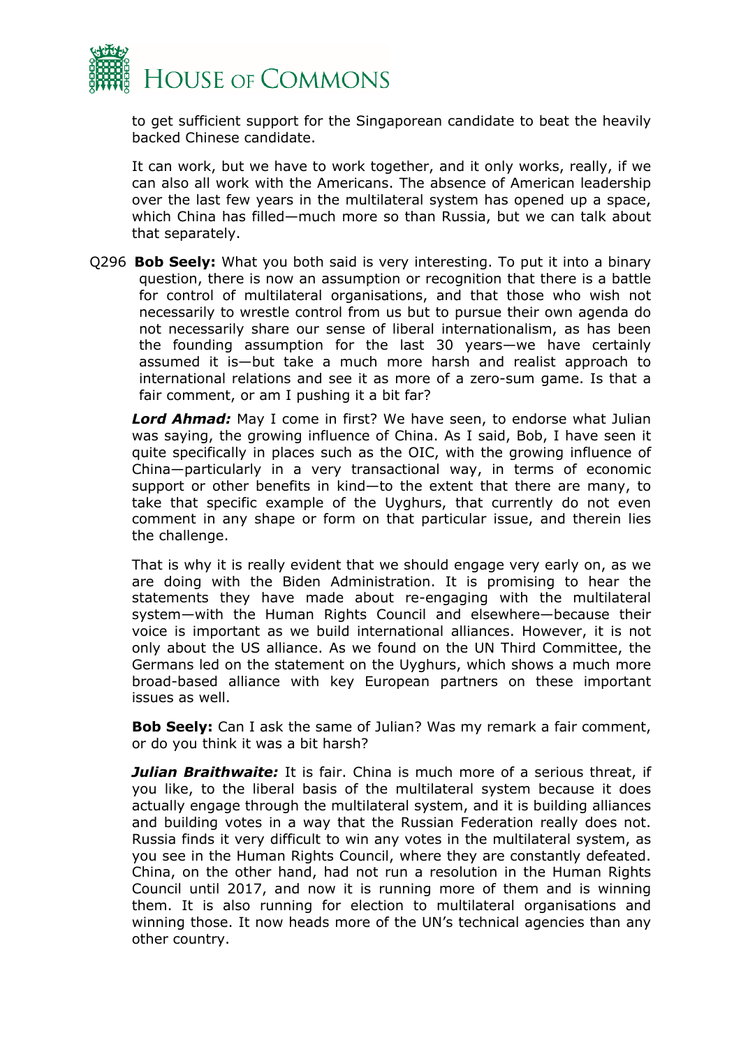to get sufficient support for the Singaporean candidate to beat the heavily backed Chinese candidate.

It can work, but we have to work together, and it only works, really, if we can also all work with the Americans. The absence of American leadership over the last few years in the multilateral system has opened up a space, which China has filled—much more so than Russia, but we can talk about that separately.

Q296 **Bob Seely:** What you both said is very interesting. To put it into a binary question, there is now an assumption or recognition that there is a battle for control of multilateral organisations, and that those who wish not necessarily to wrestle control from us but to pursue their own agenda do not necessarily share our sense of liberal internationalism, as has been the founding assumption for the last 30 years—we have certainly assumed it is—but take a much more harsh and realist approach to international relations and see it as more of a zero-sum game. Is that a fair comment, or am I pushing it a bit far?

***Lord Ahmad:*** May I come in first? We have seen, to endorse what Julian was saying, the growing influence of China. As I said, Bob, I have seen it quite specifically in places such as the OIC, with the growing influence of China—particularly in a very transactional way, in terms of economic support or other benefits in kind—to the extent that there are many, to take that specific example of the Uyghurs, that currently do not even comment in any shape or form on that particular issue, and therein lies the challenge.

That is why it is really evident that we should engage very early on, as we are doing with the Biden Administration. It is promising to hear the statements they have made about re-engaging with the multilateral system—with the Human Rights Council and elsewhere—because their voice is important as we build international alliances. However, it is not only about the US alliance. As we found on the UN Third Committee, the Germans led on the statement on the Uyghurs, which shows a much more broad-based alliance with key European partners on these important issues as well.

**Bob Seely:** Can I ask the same of Julian? Was my remark a fair comment, or do you think it was a bit harsh?

***Julian Braithwaite:*** It is fair. China is much more of a serious threat, if you like, to the liberal basis of the multilateral system because it does actually engage through the multilateral system, and it is building alliances and building votes in a way that the Russian Federation really does not. Russia finds it very difficult to win any votes in the multilateral system, as you see in the Human Rights Council, where they are constantly defeated. China, on the other hand, had not run a resolution in the Human Rights Council until 2017, and now it is running more of them and is winning them. It is also running for election to multilateral organisations and winning those. It now heads more of the UN's technical agencies than any other country.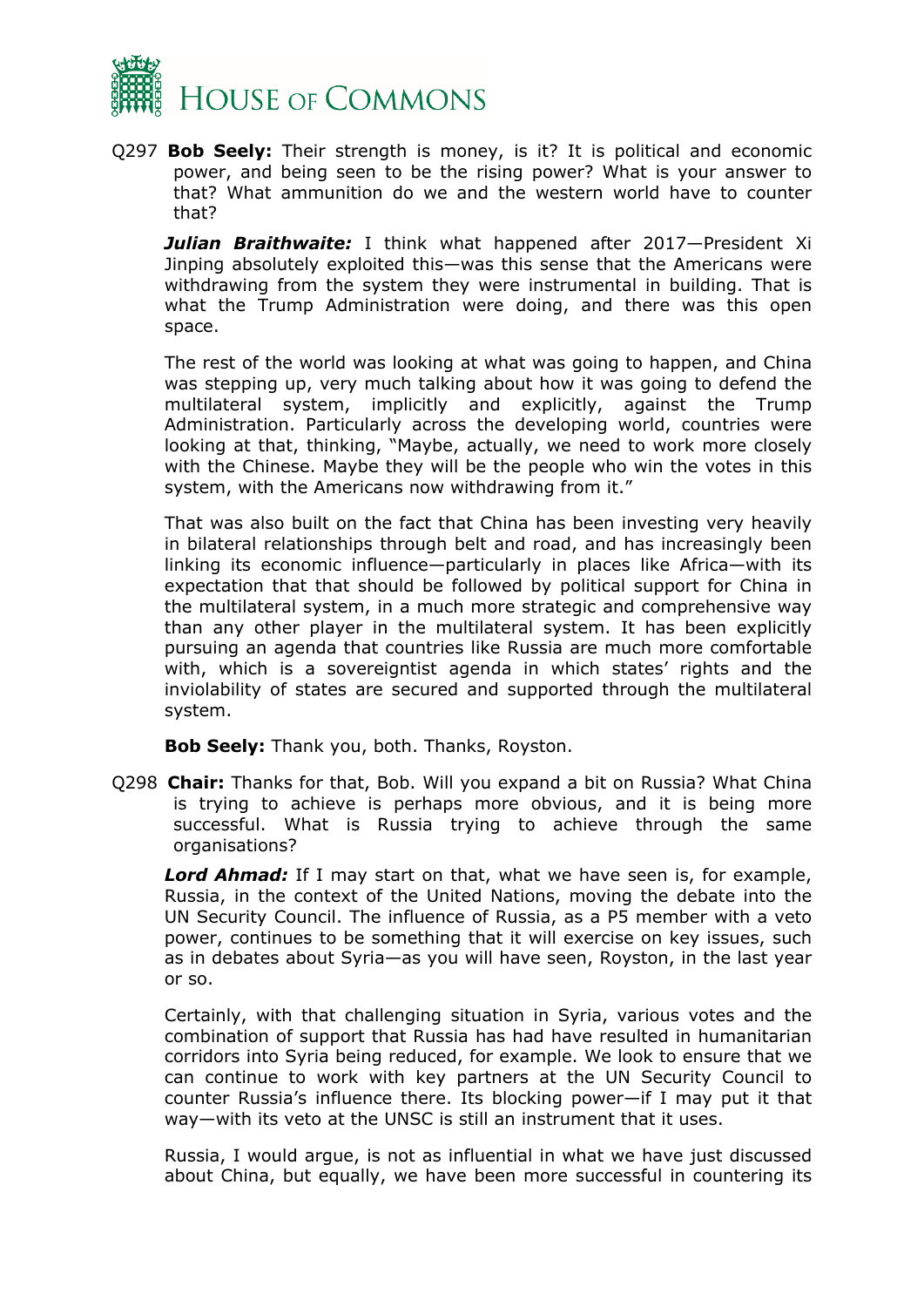Q297 **Bob Seely:** Their strength is money, is it? It is political and economic power, and being seen to be the rising power? What is your answer to that? What ammunition do we and the western world have to counter that?

***Julian Braithwaite:*** I think what happened after 2017—President Xi Jinping absolutely exploited this—was this sense that the Americans were withdrawing from the system they were instrumental in building. That is what the Trump Administration were doing, and there was this open space.

The rest of the world was looking at what was going to happen, and China was stepping up, very much talking about how it was going to defend the multilateral system, implicitly and explicitly, against the Trump Administration. Particularly across the developing world, countries were looking at that, thinking, "Maybe, actually, we need to work more closely with the Chinese. Maybe they will be the people who win the votes in this system, with the Americans now withdrawing from it."

That was also built on the fact that China has been investing very heavily in bilateral relationships through belt and road, and has increasingly been linking its economic influence—particularly in places like Africa—with its expectation that that should be followed by political support for China in the multilateral system, in a much more strategic and comprehensive way than any other player in the multilateral system. It has been explicitly pursuing an agenda that countries like Russia are much more comfortable with, which is a sovereigntist agenda in which states' rights and the inviolability of states are secured and supported through the multilateral system.

**Bob Seely:** Thank you, both. Thanks, Royston.

Q298 **Chair:** Thanks for that, Bob. Will you expand a bit on Russia? What China is trying to achieve is perhaps more obvious, and it is being more successful. What is Russia trying to achieve through the same organisations?

***Lord Ahmad:*** If I may start on that, what we have seen is, for example, Russia, in the context of the United Nations, moving the debate into the UN Security Council. The influence of Russia, as a P5 member with a veto power, continues to be something that it will exercise on key issues, such as in debates about Syria—as you will have seen, Royston, in the last year or so.

Certainly, with that challenging situation in Syria, various votes and the combination of support that Russia has had have resulted in humanitarian corridors into Syria being reduced, for example. We look to ensure that we can continue to work with key partners at the UN Security Council to counter Russia's influence there. Its blocking power—if I may put it that way—with its veto at the UNSC is still an instrument that it uses.

Russia, I would argue, is not as influential in what we have just discussed about China, but equally, we have been more successful in countering its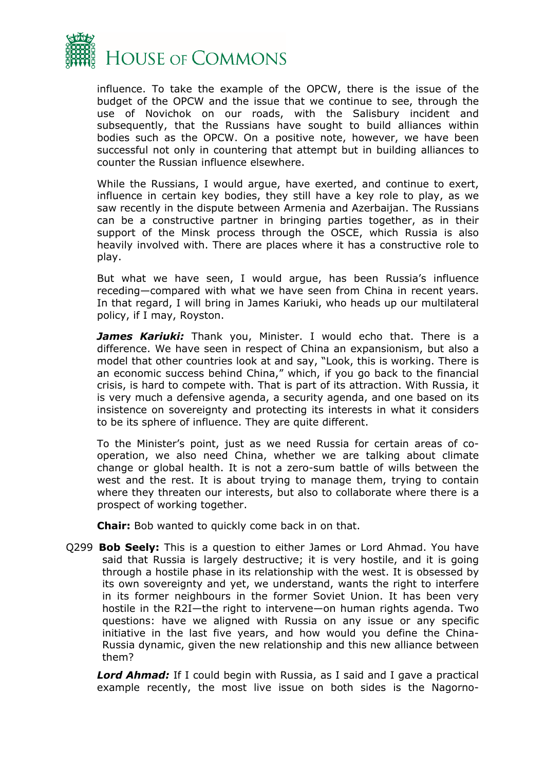influence. To take the example of the OPCW, there is the issue of the budget of the OPCW and the issue that we continue to see, through the use of Novichok on our roads, with the Salisbury incident and subsequently, that the Russians have sought to build alliances within bodies such as the OPCW. On a positive note, however, we have been successful not only in countering that attempt but in building alliances to counter the Russian influence elsewhere.

While the Russians, I would argue, have exerted, and continue to exert, influence in certain key bodies, they still have a key role to play, as we saw recently in the dispute between Armenia and Azerbaijan. The Russians can be a constructive partner in bringing parties together, as in their support of the Minsk process through the OSCE, which Russia is also heavily involved with. There are places where it has a constructive role to play.

But what we have seen, I would argue, has been Russia's influence receding—compared with what we have seen from China in recent years. In that regard, I will bring in James Kariuki, who heads up our multilateral policy, if I may, Royston.

***James Kariuki:*** Thank you, Minister. I would echo that. There is a difference. We have seen in respect of China an expansionism, but also a model that other countries look at and say, "Look, this is working. There is an economic success behind China," which, if you go back to the financial crisis, is hard to compete with. That is part of its attraction. With Russia, it is very much a defensive agenda, a security agenda, and one based on its insistence on sovereignty and protecting its interests in what it considers to be its sphere of influence. They are quite different.

To the Minister's point, just as we need Russia for certain areas of co-operation, we also need China, whether we are talking about climate change or global health. It is not a zero-sum battle of wills between the west and the rest. It is about trying to manage them, trying to contain where they threaten our interests, but also to collaborate where there is a prospect of working together.

**Chair:** Bob wanted to quickly come back in on that.

Q299 **Bob Seely:** This is a question to either James or Lord Ahmad. You have said that Russia is largely destructive; it is very hostile, and it is going through a hostile phase in its relationship with the west. It is obsessed by its own sovereignty and yet, we understand, wants the right to interfere in its former neighbours in the former Soviet Union. It has been very hostile in the R2I—the right to intervene—on human rights agenda. Two questions: have we aligned with Russia on any issue or any specific initiative in the last five years, and how would you define the China-Russia dynamic, given the new relationship and this new alliance between them?

***Lord Ahmad:*** If I could begin with Russia, as I said and I gave a practical example recently, the most live issue on both sides is the Nagorno-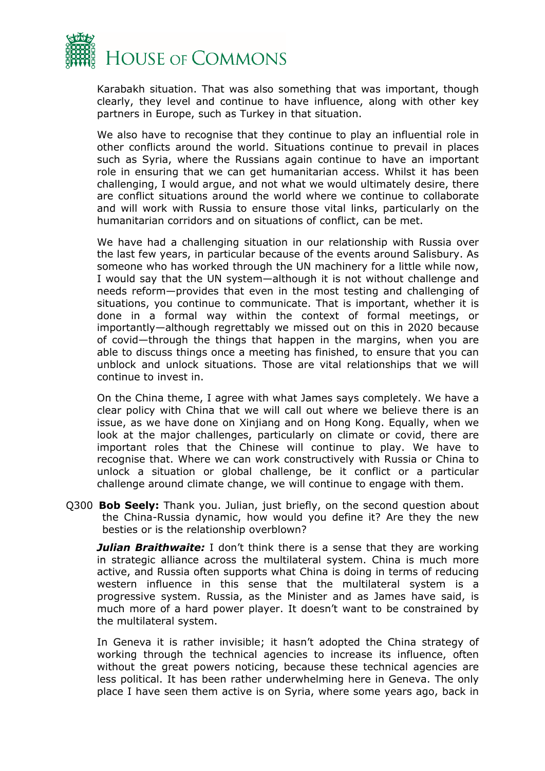Karabakh situation. That was also something that was important, though clearly, they level and continue to have influence, along with other key partners in Europe, such as Turkey in that situation.

We also have to recognise that they continue to play an influential role in other conflicts around the world. Situations continue to prevail in places such as Syria, where the Russians again continue to have an important role in ensuring that we can get humanitarian access. Whilst it has been challenging, I would argue, and not what we would ultimately desire, there are conflict situations around the world where we continue to collaborate and will work with Russia to ensure those vital links, particularly on the humanitarian corridors and on situations of conflict, can be met.

We have had a challenging situation in our relationship with Russia over the last few years, in particular because of the events around Salisbury. As someone who has worked through the UN machinery for a little while now, I would say that the UN system—although it is not without challenge and needs reform—provides that even in the most testing and challenging of situations, you continue to communicate. That is important, whether it is done in a formal way within the context of formal meetings, or importantly—although regrettably we missed out on this in 2020 because of covid—through the things that happen in the margins, when you are able to discuss things once a meeting has finished, to ensure that you can unblock and unlock situations. Those are vital relationships that we will continue to invest in.

On the China theme, I agree with what James says completely. We have a clear policy with China that we will call out where we believe there is an issue, as we have done on Xinjiang and on Hong Kong. Equally, when we look at the major challenges, particularly on climate or covid, there are important roles that the Chinese will continue to play. We have to recognise that. Where we can work constructively with Russia or China to unlock a situation or global challenge, be it conflict or a particular challenge around climate change, we will continue to engage with them.

Q300 **Bob Seely:** Thank you. Julian, just briefly, on the second question about the China-Russia dynamic, how would you define it? Are they the new besties or is the relationship overblown?

***Julian Braithwaite:*** I don't think there is a sense that they are working in strategic alliance across the multilateral system. China is much more active, and Russia often supports what China is doing in terms of reducing western influence in this sense that the multilateral system is a progressive system. Russia, as the Minister and as James have said, is much more of a hard power player. It doesn't want to be constrained by the multilateral system.

In Geneva it is rather invisible; it hasn't adopted the China strategy of working through the technical agencies to increase its influence, often without the great powers noticing, because these technical agencies are less political. It has been rather underwhelming here in Geneva. The only place I have seen them active is on Syria, where some years ago, back in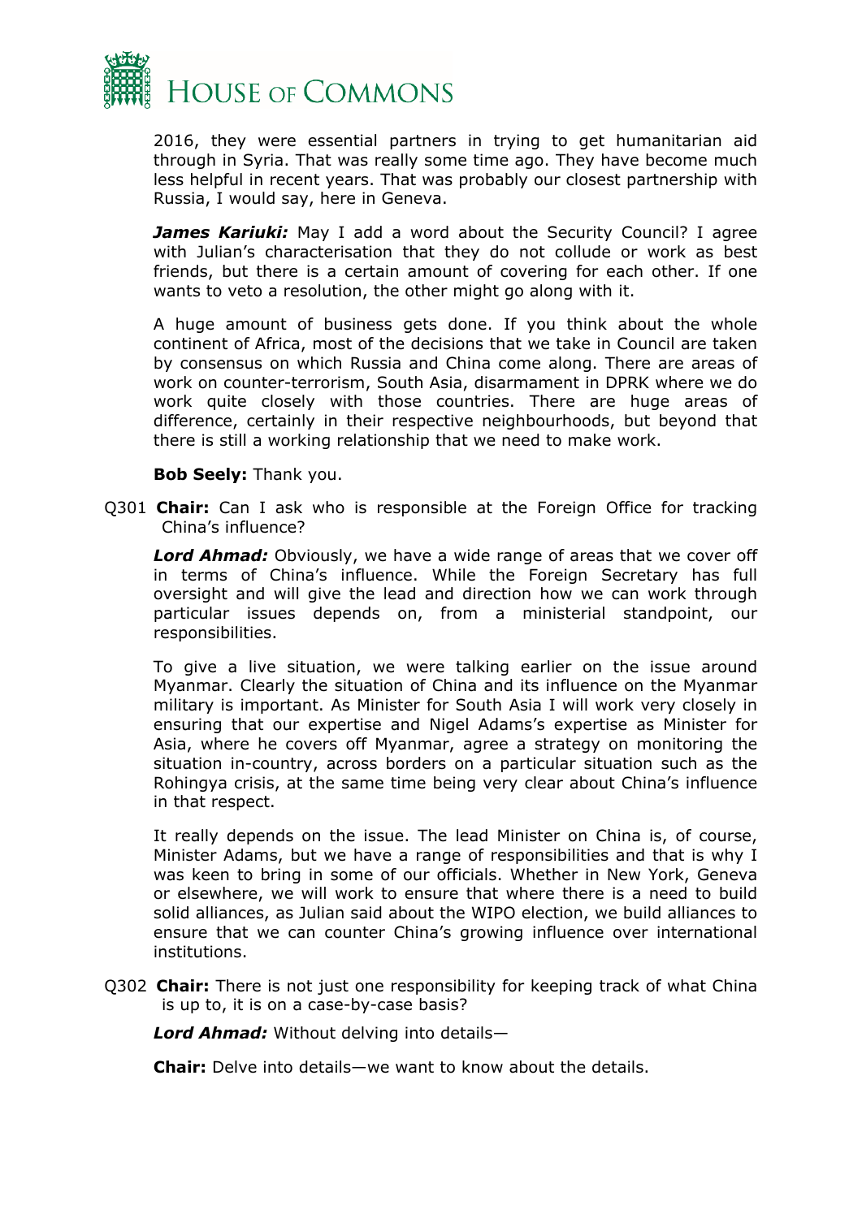2016, they were essential partners in trying to get humanitarian aid through in Syria. That was really some time ago. They have become much less helpful in recent years. That was probably our closest partnership with Russia, I would say, here in Geneva.

***James Kariuki:*** May I add a word about the Security Council? I agree with Julian's characterisation that they do not collude or work as best friends, but there is a certain amount of covering for each other. If one wants to veto a resolution, the other might go along with it.

A huge amount of business gets done. If you think about the whole continent of Africa, most of the decisions that we take in Council are taken by consensus on which Russia and China come along. There are areas of work on counter-terrorism, South Asia, disarmament in DPRK where we do work quite closely with those countries. There are huge areas of difference, certainly in their respective neighbourhoods, but beyond that there is still a working relationship that we need to make work.

**Bob Seely:** Thank you.

Q301 **Chair:** Can I ask who is responsible at the Foreign Office for tracking China's influence?

***Lord Ahmad:*** Obviously, we have a wide range of areas that we cover off in terms of China's influence. While the Foreign Secretary has full oversight and will give the lead and direction how we can work through particular issues depends on, from a ministerial standpoint, our responsibilities.

To give a live situation, we were talking earlier on the issue around Myanmar. Clearly the situation of China and its influence on the Myanmar military is important. As Minister for South Asia I will work very closely in ensuring that our expertise and Nigel Adams's expertise as Minister for Asia, where he covers off Myanmar, agree a strategy on monitoring the situation in-country, across borders on a particular situation such as the Rohingya crisis, at the same time being very clear about China's influence in that respect.

It really depends on the issue. The lead Minister on China is, of course, Minister Adams, but we have a range of responsibilities and that is why I was keen to bring in some of our officials. Whether in New York, Geneva or elsewhere, we will work to ensure that where there is a need to build solid alliances, as Julian said about the WIPO election, we build alliances to ensure that we can counter China's growing influence over international institutions.

Q302 **Chair:** There is not just one responsibility for keeping track of what China is up to, it is on a case-by-case basis?

***Lord Ahmad:*** Without delving into details—

**Chair:** Delve into details—we want to know about the details.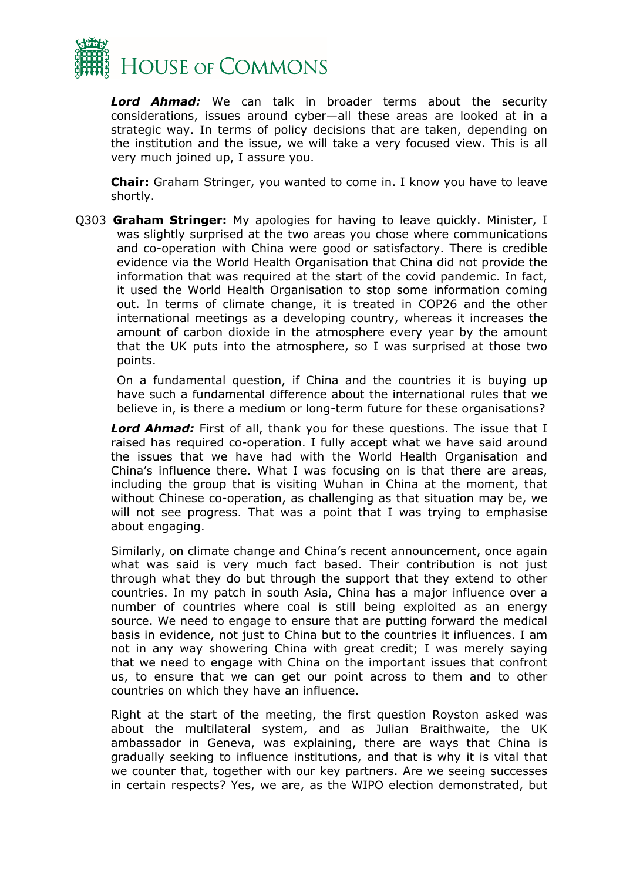***Lord Ahmad:*** We can talk in broader terms about the security considerations, issues around cyber—all these areas are looked at in a strategic way. In terms of policy decisions that are taken, depending on the institution and the issue, we will take a very focused view. This is all very much joined up, I assure you.

**Chair:** Graham Stringer, you wanted to come in. I know you have to leave shortly.

Q303 **Graham Stringer:** My apologies for having to leave quickly. Minister, I was slightly surprised at the two areas you chose where communications and co-operation with China were good or satisfactory. There is credible evidence via the World Health Organisation that China did not provide the information that was required at the start of the covid pandemic. In fact, it used the World Health Organisation to stop some information coming out. In terms of climate change, it is treated in COP26 and the other international meetings as a developing country, whereas it increases the amount of carbon dioxide in the atmosphere every year by the amount that the UK puts into the atmosphere, so I was surprised at those two points.

On a fundamental question, if China and the countries it is buying up have such a fundamental difference about the international rules that we believe in, is there a medium or long-term future for these organisations?

***Lord Ahmad:*** First of all, thank you for these questions. The issue that I raised has required co-operation. I fully accept what we have said around the issues that we have had with the World Health Organisation and China's influence there. What I was focusing on is that there are areas, including the group that is visiting Wuhan in China at the moment, that without Chinese co-operation, as challenging as that situation may be, we will not see progress. That was a point that I was trying to emphasise about engaging.

Similarly, on climate change and China's recent announcement, once again what was said is very much fact based. Their contribution is not just through what they do but through the support that they extend to other countries. In my patch in south Asia, China has a major influence over a number of countries where coal is still being exploited as an energy source. We need to engage to ensure that are putting forward the medical basis in evidence, not just to China but to the countries it influences. I am not in any way showering China with great credit; I was merely saying that we need to engage with China on the important issues that confront us, to ensure that we can get our point across to them and to other countries on which they have an influence.

Right at the start of the meeting, the first question Royston asked was about the multilateral system, and as Julian Braithwaite, the UK ambassador in Geneva, was explaining, there are ways that China is gradually seeking to influence institutions, and that is why it is vital that we counter that, together with our key partners. Are we seeing successes in certain respects? Yes, we are, as the WIPO election demonstrated, but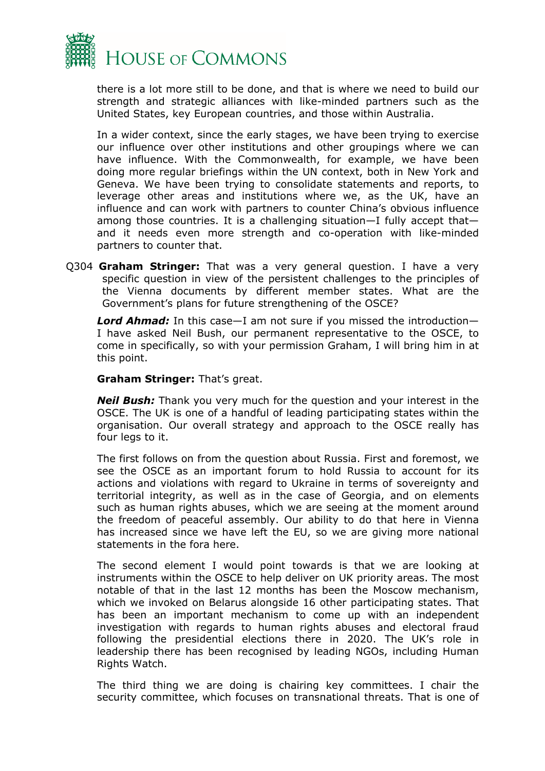there is a lot more still to be done, and that is where we need to build our strength and strategic alliances with like-minded partners such as the United States, key European countries, and those within Australia.

In a wider context, since the early stages, we have been trying to exercise our influence over other institutions and other groupings where we can have influence. With the Commonwealth, for example, we have been doing more regular briefings within the UN context, both in New York and Geneva. We have been trying to consolidate statements and reports, to leverage other areas and institutions where we, as the UK, have an influence and can work with partners to counter China's obvious influence among those countries. It is a challenging situation—I fully accept that—and it needs even more strength and co-operation with like-minded partners to counter that.

Q304 **Graham Stringer:** That was a very general question. I have a very specific question in view of the persistent challenges to the principles of the Vienna documents by different member states. What are the Government's plans for future strengthening of the OSCE?

***Lord Ahmad:*** In this case—I am not sure if you missed the introduction—I have asked Neil Bush, our permanent representative to the OSCE, to come in specifically, so with your permission Graham, I will bring him in at this point.

**Graham Stringer:** That's great.

***Neil Bush:*** Thank you very much for the question and your interest in the OSCE. The UK is one of a handful of leading participating states within the organisation. Our overall strategy and approach to the OSCE really has four legs to it.

The first follows on from the question about Russia. First and foremost, we see the OSCE as an important forum to hold Russia to account for its actions and violations with regard to Ukraine in terms of sovereignty and territorial integrity, as well as in the case of Georgia, and on elements such as human rights abuses, which we are seeing at the moment around the freedom of peaceful assembly. Our ability to do that here in Vienna has increased since we have left the EU, so we are giving more national statements in the fora here.

The second element I would point towards is that we are looking at instruments within the OSCE to help deliver on UK priority areas. The most notable of that in the last 12 months has been the Moscow mechanism, which we invoked on Belarus alongside 16 other participating states. That has been an important mechanism to come up with an independent investigation with regards to human rights abuses and electoral fraud following the presidential elections there in 2020. The UK's role in leadership there has been recognised by leading NGOs, including Human Rights Watch.

The third thing we are doing is chairing key committees. I chair the security committee, which focuses on transnational threats. That is one of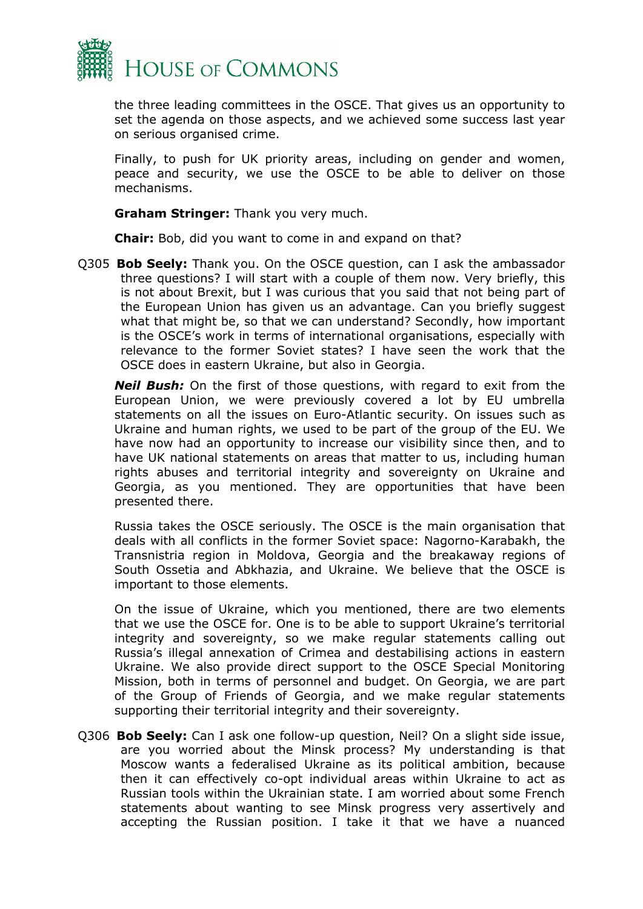the three leading committees in the OSCE. That gives us an opportunity to set the agenda on those aspects, and we achieved some success last year on serious organised crime.

Finally, to push for UK priority areas, including on gender and women, peace and security, we use the OSCE to be able to deliver on those mechanisms.

**Graham Stringer:** Thank you very much.

**Chair:** Bob, did you want to come in and expand on that?

Q305 **Bob Seely:** Thank you. On the OSCE question, can I ask the ambassador three questions? I will start with a couple of them now. Very briefly, this is not about Brexit, but I was curious that you said that not being part of the European Union has given us an advantage. Can you briefly suggest what that might be, so that we can understand? Secondly, how important is the OSCE's work in terms of international organisations, especially with relevance to the former Soviet states? I have seen the work that the OSCE does in eastern Ukraine, but also in Georgia.

***Neil Bush:*** On the first of those questions, with regard to exit from the European Union, we were previously covered a lot by EU umbrella statements on all the issues on Euro-Atlantic security. On issues such as Ukraine and human rights, we used to be part of the group of the EU. We have now had an opportunity to increase our visibility since then, and to have UK national statements on areas that matter to us, including human rights abuses and territorial integrity and sovereignty on Ukraine and Georgia, as you mentioned. They are opportunities that have been presented there.

Russia takes the OSCE seriously. The OSCE is the main organisation that deals with all conflicts in the former Soviet space: Nagorno-Karabakh, the Transnistria region in Moldova, Georgia and the breakaway regions of South Ossetia and Abkhazia, and Ukraine. We believe that the OSCE is important to those elements.

On the issue of Ukraine, which you mentioned, there are two elements that we use the OSCE for. One is to be able to support Ukraine's territorial integrity and sovereignty, so we make regular statements calling out Russia's illegal annexation of Crimea and destabilising actions in eastern Ukraine. We also provide direct support to the OSCE Special Monitoring Mission, both in terms of personnel and budget. On Georgia, we are part of the Group of Friends of Georgia, and we make regular statements supporting their territorial integrity and their sovereignty.

Q306 **Bob Seely:** Can I ask one follow-up question, Neil? On a slight side issue, are you worried about the Minsk process? My understanding is that Moscow wants a federalised Ukraine as its political ambition, because then it can effectively co-opt individual areas within Ukraine to act as Russian tools within the Ukrainian state. I am worried about some French statements about wanting to see Minsk progress very assertively and accepting the Russian position. I take it that we have a nuanced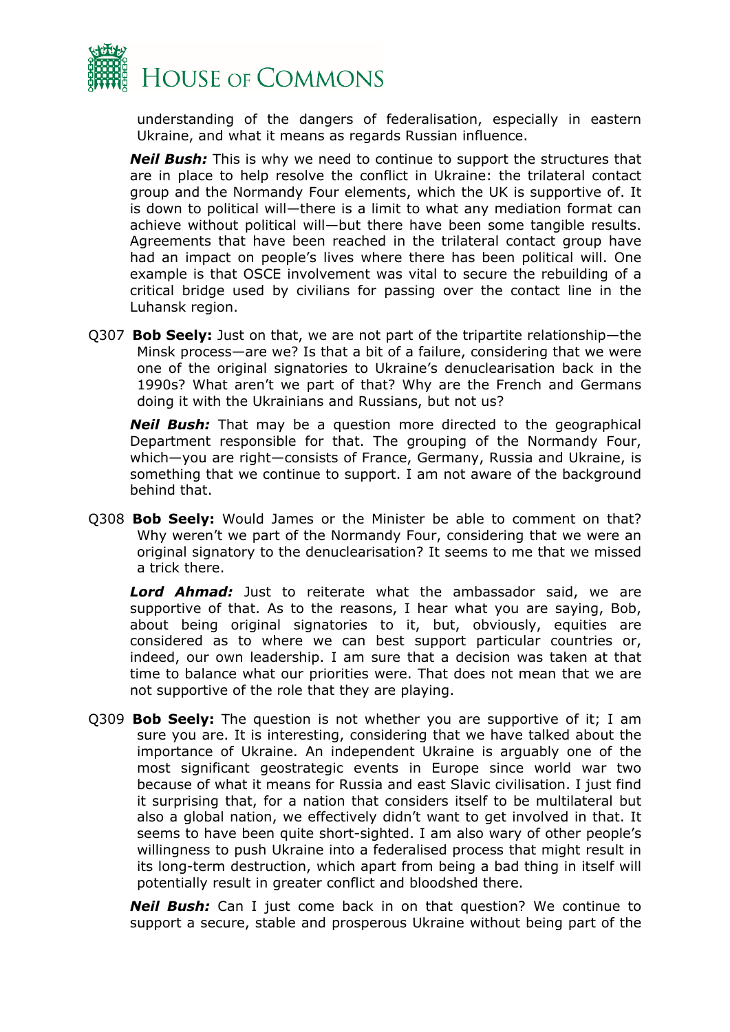understanding of the dangers of federalisation, especially in eastern Ukraine, and what it means as regards Russian influence.

***Neil Bush:*** This is why we need to continue to support the structures that are in place to help resolve the conflict in Ukraine: the trilateral contact group and the Normandy Four elements, which the UK is supportive of. It is down to political will—there is a limit to what any mediation format can achieve without political will—but there have been some tangible results. Agreements that have been reached in the trilateral contact group have had an impact on people's lives where there has been political will. One example is that OSCE involvement was vital to secure the rebuilding of a critical bridge used by civilians for passing over the contact line in the Luhansk region.

Q307 **Bob Seely:** Just on that, we are not part of the tripartite relationship—the Minsk process—are we? Is that a bit of a failure, considering that we were one of the original signatories to Ukraine's denuclearisation back in the 1990s? What aren't we part of that? Why are the French and Germans doing it with the Ukrainians and Russians, but not us?

***Neil Bush:*** That may be a question more directed to the geographical Department responsible for that. The grouping of the Normandy Four, which—you are right—consists of France, Germany, Russia and Ukraine, is something that we continue to support. I am not aware of the background behind that.

Q308 **Bob Seely:** Would James or the Minister be able to comment on that? Why weren't we part of the Normandy Four, considering that we were an original signatory to the denuclearisation? It seems to me that we missed a trick there.

***Lord Ahmad:*** Just to reiterate what the ambassador said, we are supportive of that. As to the reasons, I hear what you are saying, Bob, about being original signatories to it, but, obviously, equities are considered as to where we can best support particular countries or, indeed, our own leadership. I am sure that a decision was taken at that time to balance what our priorities were. That does not mean that we are not supportive of the role that they are playing.

Q309 **Bob Seely:** The question is not whether you are supportive of it; I am sure you are. It is interesting, considering that we have talked about the importance of Ukraine. An independent Ukraine is arguably one of the most significant geostrategic events in Europe since world war two because of what it means for Russia and east Slavic civilisation. I just find it surprising that, for a nation that considers itself to be multilateral but also a global nation, we effectively didn't want to get involved in that. It seems to have been quite short-sighted. I am also wary of other people's willingness to push Ukraine into a federalised process that might result in its long-term destruction, which apart from being a bad thing in itself will potentially result in greater conflict and bloodshed there.

***Neil Bush:*** Can I just come back in on that question? We continue to support a secure, stable and prosperous Ukraine without being part of the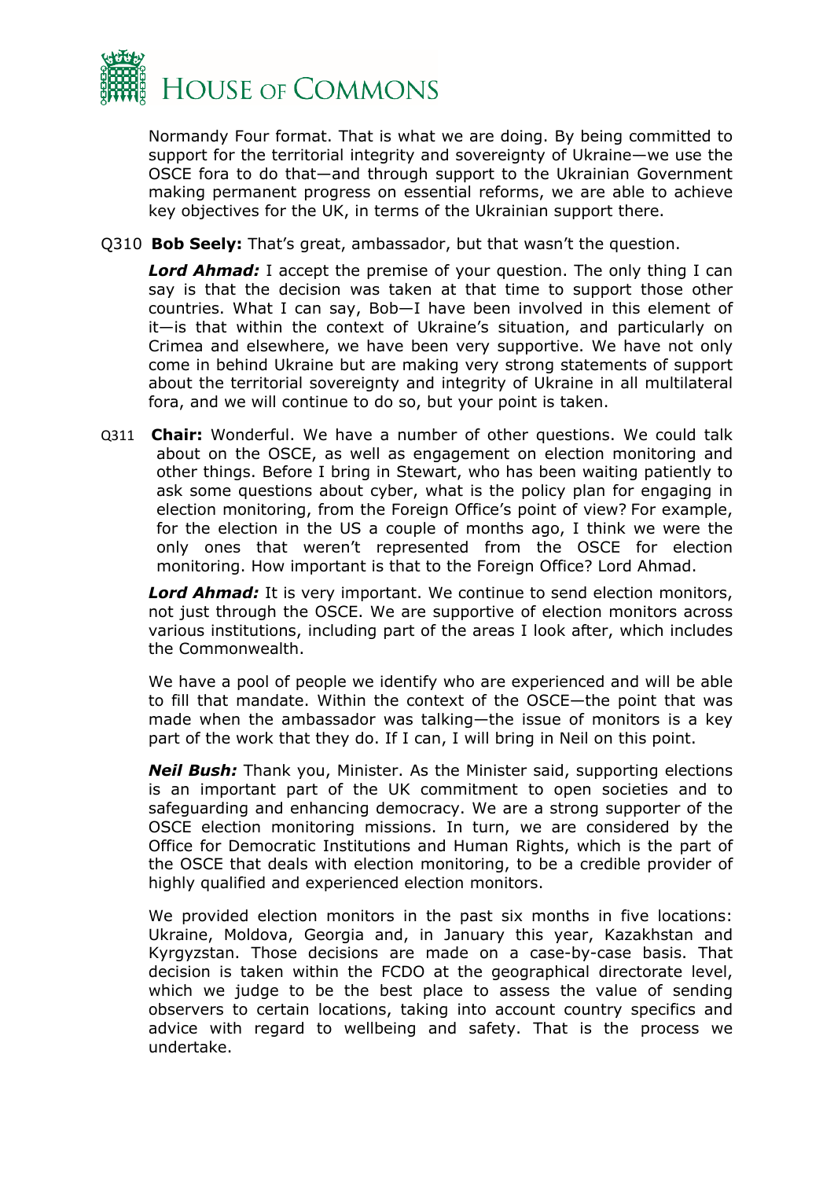Normandy Four format. That is what we are doing. By being committed to support for the territorial integrity and sovereignty of Ukraine—we use the OSCE fora to do that—and through support to the Ukrainian Government making permanent progress on essential reforms, we are able to achieve key objectives for the UK, in terms of the Ukrainian support there.

Q310 **Bob Seely:** That's great, ambassador, but that wasn't the question.

***Lord Ahmad:*** I accept the premise of your question. The only thing I can say is that the decision was taken at that time to support those other countries. What I can say, Bob—I have been involved in this element of it—is that within the context of Ukraine's situation, and particularly on Crimea and elsewhere, we have been very supportive. We have not only come in behind Ukraine but are making very strong statements of support about the territorial sovereignty and integrity of Ukraine in all multilateral fora, and we will continue to do so, but your point is taken.

Q311 **Chair:** Wonderful. We have a number of other questions. We could talk about on the OSCE, as well as engagement on election monitoring and other things. Before I bring in Stewart, who has been waiting patiently to ask some questions about cyber, what is the policy plan for engaging in election monitoring, from the Foreign Office's point of view? For example, for the election in the US a couple of months ago, I think we were the only ones that weren't represented from the OSCE for election monitoring. How important is that to the Foreign Office? Lord Ahmad.

***Lord Ahmad:*** It is very important. We continue to send election monitors, not just through the OSCE. We are supportive of election monitors across various institutions, including part of the areas I look after, which includes the Commonwealth.

We have a pool of people we identify who are experienced and will be able to fill that mandate. Within the context of the OSCE—the point that was made when the ambassador was talking—the issue of monitors is a key part of the work that they do. If I can, I will bring in Neil on this point.

***Neil Bush:*** Thank you, Minister. As the Minister said, supporting elections is an important part of the UK commitment to open societies and to safeguarding and enhancing democracy. We are a strong supporter of the OSCE election monitoring missions. In turn, we are considered by the Office for Democratic Institutions and Human Rights, which is the part of the OSCE that deals with election monitoring, to be a credible provider of highly qualified and experienced election monitors.

We provided election monitors in the past six months in five locations: Ukraine, Moldova, Georgia and, in January this year, Kazakhstan and Kyrgyzstan. Those decisions are made on a case-by-case basis. That decision is taken within the FCDO at the geographical directorate level, which we judge to be the best place to assess the value of sending observers to certain locations, taking into account country specifics and advice with regard to wellbeing and safety. That is the process we undertake.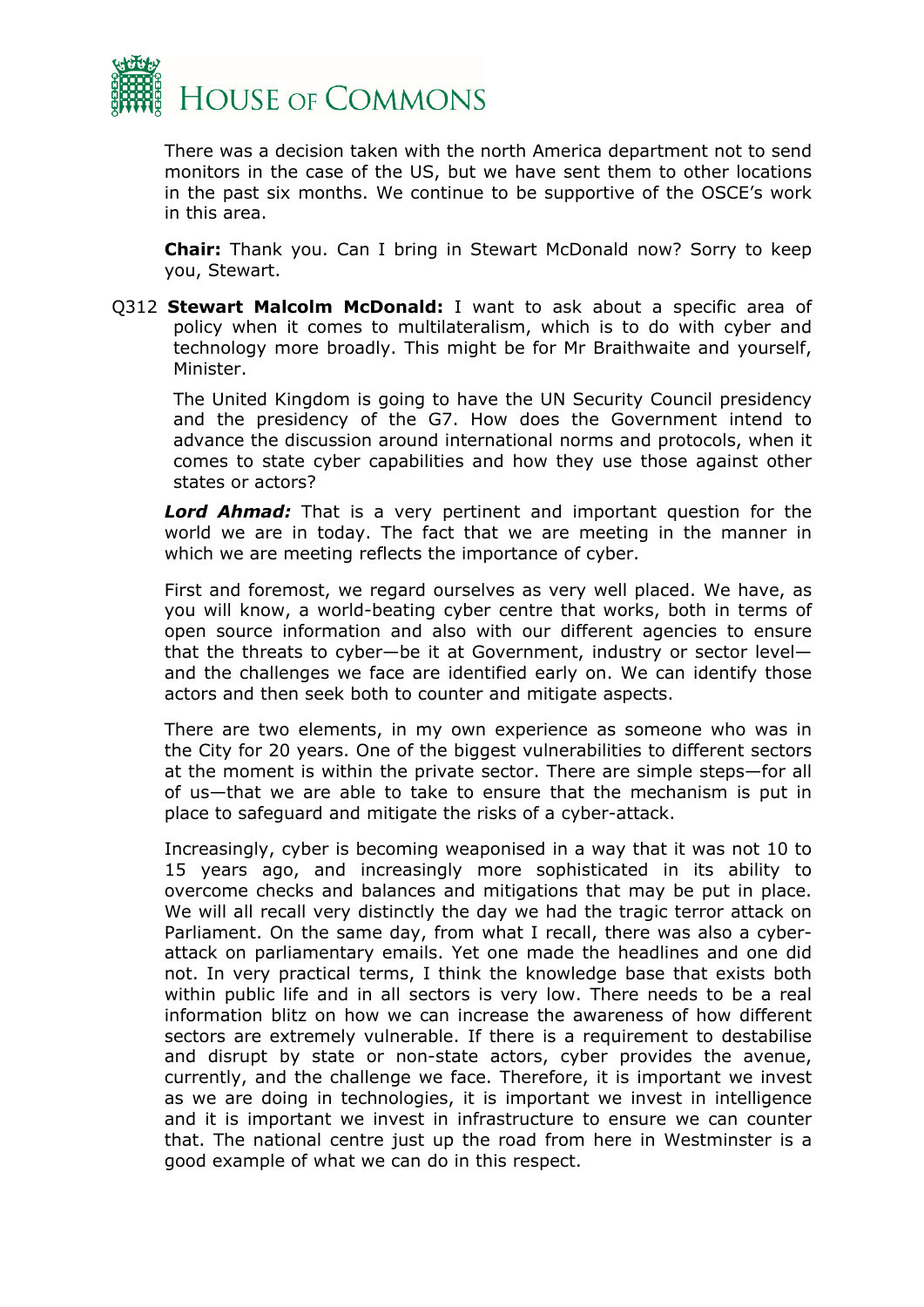There was a decision taken with the north America department not to send monitors in the case of the US, but we have sent them to other locations in the past six months. We continue to be supportive of the OSCE's work in this area.

**Chair:** Thank you. Can I bring in Stewart McDonald now? Sorry to keep you, Stewart.

Q312 **Stewart Malcolm McDonald:** I want to ask about a specific area of policy when it comes to multilateralism, which is to do with cyber and technology more broadly. This might be for Mr Braithwaite and yourself, Minister.

The United Kingdom is going to have the UN Security Council presidency and the presidency of the G7. How does the Government intend to advance the discussion around international norms and protocols, when it comes to state cyber capabilities and how they use those against other states or actors?

***Lord Ahmad:*** That is a very pertinent and important question for the world we are in today. The fact that we are meeting in the manner in which we are meeting reflects the importance of cyber.

First and foremost, we regard ourselves as very well placed. We have, as you will know, a world-beating cyber centre that works, both in terms of open source information and also with our different agencies to ensure that the threats to cyber—be it at Government, industry or sector level—and the challenges we face are identified early on. We can identify those actors and then seek both to counter and mitigate aspects.

There are two elements, in my own experience as someone who was in the City for 20 years. One of the biggest vulnerabilities to different sectors at the moment is within the private sector. There are simple steps—for all of us—that we are able to take to ensure that the mechanism is put in place to safeguard and mitigate the risks of a cyber-attack.

Increasingly, cyber is becoming weaponised in a way that it was not 10 to 15 years ago, and increasingly more sophisticated in its ability to overcome checks and balances and mitigations that may be put in place. We will all recall very distinctly the day we had the tragic terror attack on Parliament. On the same day, from what I recall, there was also a cyber-attack on parliamentary emails. Yet one made the headlines and one did not. In very practical terms, I think the knowledge base that exists both within public life and in all sectors is very low. There needs to be a real information blitz on how we can increase the awareness of how different sectors are extremely vulnerable. If there is a requirement to destabilise and disrupt by state or non-state actors, cyber provides the avenue, currently, and the challenge we face. Therefore, it is important we invest as we are doing in technologies, it is important we invest in intelligence and it is important we invest in infrastructure to ensure we can counter that. The national centre just up the road from here in Westminster is a good example of what we can do in this respect.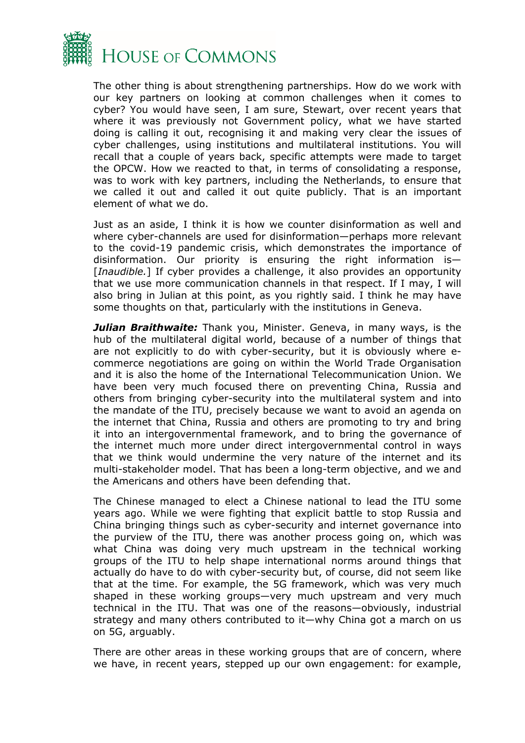The other thing is about strengthening partnerships. How do we work with our key partners on looking at common challenges when it comes to cyber? You would have seen, I am sure, Stewart, over recent years that where it was previously not Government policy, what we have started doing is calling it out, recognising it and making very clear the issues of cyber challenges, using institutions and multilateral institutions. You will recall that a couple of years back, specific attempts were made to target the OPCW. How we reacted to that, in terms of consolidating a response, was to work with key partners, including the Netherlands, to ensure that we called it out and called it out quite publicly. That is an important element of what we do.

Just as an aside, I think it is how we counter disinformation as well and where cyber-channels are used for disinformation—perhaps more relevant to the covid-19 pandemic crisis, which demonstrates the importance of disinformation. Our priority is ensuring the right information is—[*Inaudible.*] If cyber provides a challenge, it also provides an opportunity that we use more communication channels in that respect. If I may, I will also bring in Julian at this point, as you rightly said. I think he may have some thoughts on that, particularly with the institutions in Geneva.

***Julian Braithwaite:*** Thank you, Minister. Geneva, in many ways, is the hub of the multilateral digital world, because of a number of things that are not explicitly to do with cyber-security, but it is obviously where e-commerce negotiations are going on within the World Trade Organisation and it is also the home of the International Telecommunication Union. We have been very much focused there on preventing China, Russia and others from bringing cyber-security into the multilateral system and into the mandate of the ITU, precisely because we want to avoid an agenda on the internet that China, Russia and others are promoting to try and bring it into an intergovernmental framework, and to bring the governance of the internet much more under direct intergovernmental control in ways that we think would undermine the very nature of the internet and its multi-stakeholder model. That has been a long-term objective, and we and the Americans and others have been defending that.

The Chinese managed to elect a Chinese national to lead the ITU some years ago. While we were fighting that explicit battle to stop Russia and China bringing things such as cyber-security and internet governance into the purview of the ITU, there was another process going on, which was what China was doing very much upstream in the technical working groups of the ITU to help shape international norms around things that actually do have to do with cyber-security but, of course, did not seem like that at the time. For example, the 5G framework, which was very much shaped in these working groups—very much upstream and very much technical in the ITU. That was one of the reasons—obviously, industrial strategy and many others contributed to it—why China got a march on us on 5G, arguably.

There are other areas in these working groups that are of concern, where we have, in recent years, stepped up our own engagement: for example,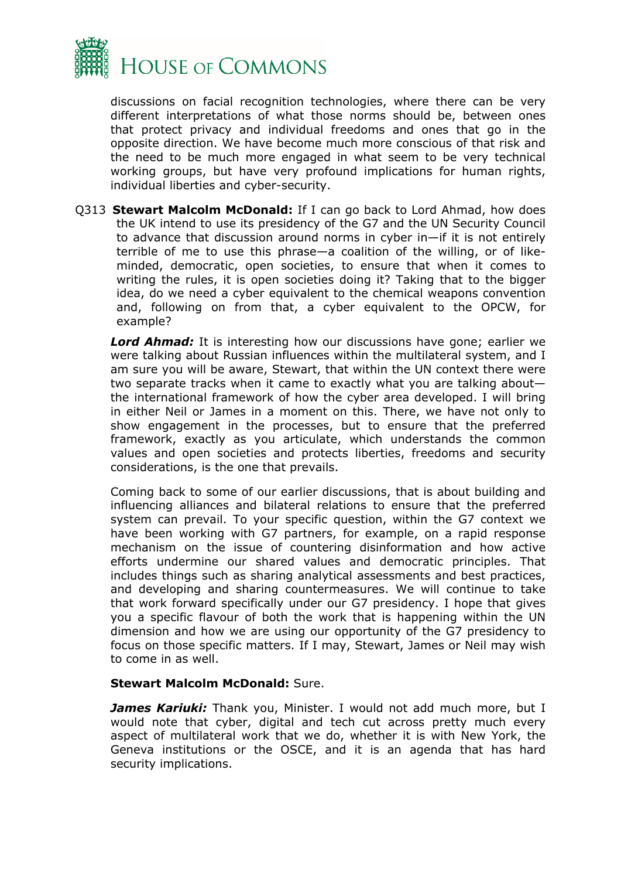discussions on facial recognition technologies, where there can be very different interpretations of what those norms should be, between ones that protect privacy and individual freedoms and ones that go in the opposite direction. We have become much more conscious of that risk and the need to be much more engaged in what seem to be very technical working groups, but have very profound implications for human rights, individual liberties and cyber-security.

Q313 **Stewart Malcolm McDonald:** If I can go back to Lord Ahmad, how does the UK intend to use its presidency of the G7 and the UN Security Council to advance that discussion around norms in cyber in—if it is not entirely terrible of me to use this phrase—a coalition of the willing, or of like-minded, democratic, open societies, to ensure that when it comes to writing the rules, it is open societies doing it? Taking that to the bigger idea, do we need a cyber equivalent to the chemical weapons convention and, following on from that, a cyber equivalent to the OPCW, for example?

***Lord Ahmad:*** It is interesting how our discussions have gone; earlier we were talking about Russian influences within the multilateral system, and I am sure you will be aware, Stewart, that within the UN context there were two separate tracks when it came to exactly what you are talking about—the international framework of how the cyber area developed. I will bring in either Neil or James in a moment on this. There, we have not only to show engagement in the processes, but to ensure that the preferred framework, exactly as you articulate, which understands the common values and open societies and protects liberties, freedoms and security considerations, is the one that prevails.

Coming back to some of our earlier discussions, that is about building and influencing alliances and bilateral relations to ensure that the preferred system can prevail. To your specific question, within the G7 context we have been working with G7 partners, for example, on a rapid response mechanism on the issue of countering disinformation and how active efforts undermine our shared values and democratic principles. That includes things such as sharing analytical assessments and best practices, and developing and sharing countermeasures. We will continue to take that work forward specifically under our G7 presidency. I hope that gives you a specific flavour of both the work that is happening within the UN dimension and how we are using our opportunity of the G7 presidency to focus on those specific matters. If I may, Stewart, James or Neil may wish to come in as well.

**Stewart Malcolm McDonald:** Sure.

***James Kariuki:*** Thank you, Minister. I would not add much more, but I would note that cyber, digital and tech cut across pretty much every aspect of multilateral work that we do, whether it is with New York, the Geneva institutions or the OSCE, and it is an agenda that has hard security implications.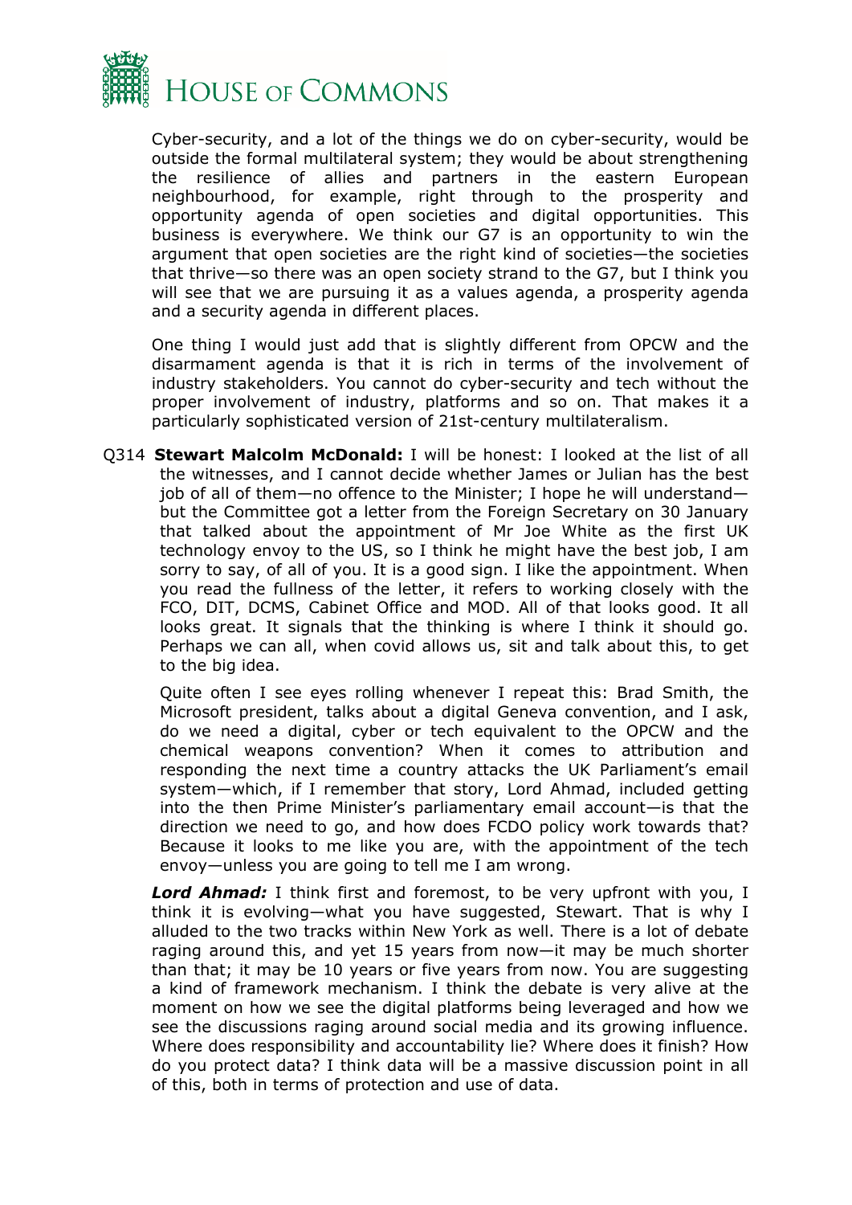Cyber-security, and a lot of the things we do on cyber-security, would be outside the formal multilateral system; they would be about strengthening the resilience of allies and partners in the eastern European neighbourhood, for example, right through to the prosperity and opportunity agenda of open societies and digital opportunities. This business is everywhere. We think our G7 is an opportunity to win the argument that open societies are the right kind of societies—the societies that thrive—so there was an open society strand to the G7, but I think you will see that we are pursuing it as a values agenda, a prosperity agenda and a security agenda in different places.

One thing I would just add that is slightly different from OPCW and the disarmament agenda is that it is rich in terms of the involvement of industry stakeholders. You cannot do cyber-security and tech without the proper involvement of industry, platforms and so on. That makes it a particularly sophisticated version of 21st-century multilateralism.

Q314 **Stewart Malcolm McDonald:** I will be honest: I looked at the list of all the witnesses, and I cannot decide whether James or Julian has the best job of all of them—no offence to the Minister; I hope he will understand—but the Committee got a letter from the Foreign Secretary on 30 January that talked about the appointment of Mr Joe White as the first UK technology envoy to the US, so I think he might have the best job, I am sorry to say, of all of you. It is a good sign. I like the appointment. When you read the fullness of the letter, it refers to working closely with the FCO, DIT, DCMS, Cabinet Office and MOD. All of that looks good. It all looks great. It signals that the thinking is where I think it should go. Perhaps we can all, when covid allows us, sit and talk about this, to get to the big idea.

Quite often I see eyes rolling whenever I repeat this: Brad Smith, the Microsoft president, talks about a digital Geneva convention, and I ask, do we need a digital, cyber or tech equivalent to the OPCW and the chemical weapons convention? When it comes to attribution and responding the next time a country attacks the UK Parliament's email system—which, if I remember that story, Lord Ahmad, included getting into the then Prime Minister's parliamentary email account—is that the direction we need to go, and how does FCDO policy work towards that? Because it looks to me like you are, with the appointment of the tech envoy—unless you are going to tell me I am wrong.

***Lord Ahmad:*** I think first and foremost, to be very upfront with you, I think it is evolving—what you have suggested, Stewart. That is why I alluded to the two tracks within New York as well. There is a lot of debate raging around this, and yet 15 years from now—it may be much shorter than that; it may be 10 years or five years from now. You are suggesting a kind of framework mechanism. I think the debate is very alive at the moment on how we see the digital platforms being leveraged and how we see the discussions raging around social media and its growing influence. Where does responsibility and accountability lie? Where does it finish? How do you protect data? I think data will be a massive discussion point in all of this, both in terms of protection and use of data.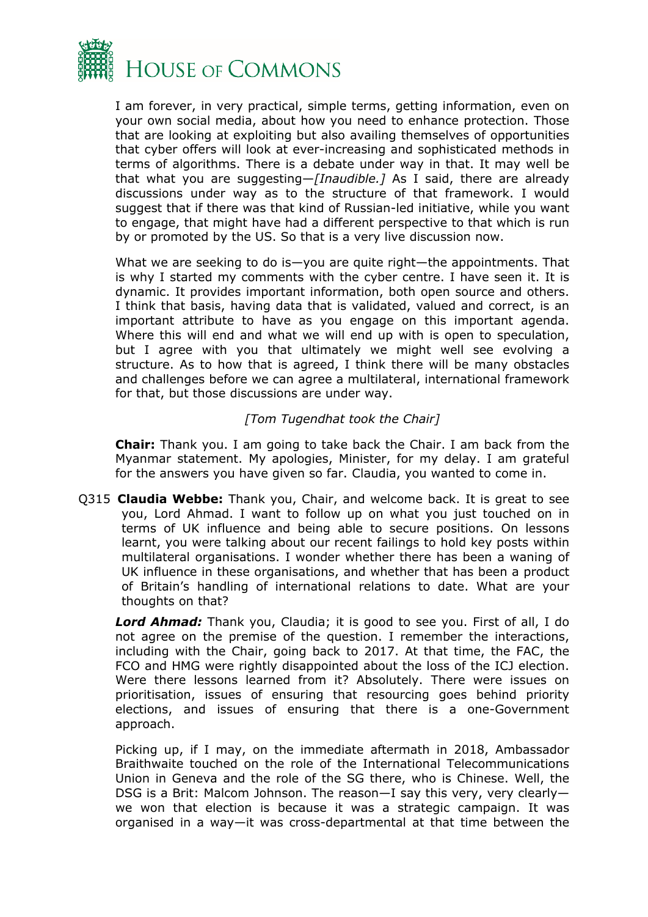I am forever, in very practical, simple terms, getting information, even on your own social media, about how you need to enhance protection. Those that are looking at exploiting but also availing themselves of opportunities that cyber offers will look at ever-increasing and sophisticated methods in terms of algorithms. There is a debate under way in that. It may well be that what you are suggesting—*[Inaudible.]* As I said, there are already discussions under way as to the structure of that framework. I would suggest that if there was that kind of Russian-led initiative, while you want to engage, that might have had a different perspective to that which is run by or promoted by the US. So that is a very live discussion now.

What we are seeking to do is—you are quite right—the appointments. That is why I started my comments with the cyber centre. I have seen it. It is dynamic. It provides important information, both open source and others. I think that basis, having data that is validated, valued and correct, is an important attribute to have as you engage on this important agenda. Where this will end and what we will end up with is open to speculation, but I agree with you that ultimately we might well see evolving a structure. As to how that is agreed, I think there will be many obstacles and challenges before we can agree a multilateral, international framework for that, but those discussions are under way.

*[Tom Tugendhat took the Chair]*

**Chair:** Thank you. I am going to take back the Chair. I am back from the Myanmar statement. My apologies, Minister, for my delay. I am grateful for the answers you have given so far. Claudia, you wanted to come in.

Q315 **Claudia Webbe:** Thank you, Chair, and welcome back. It is great to see you, Lord Ahmad. I want to follow up on what you just touched on in terms of UK influence and being able to secure positions. On lessons learnt, you were talking about our recent failings to hold key posts within multilateral organisations. I wonder whether there has been a waning of UK influence in these organisations, and whether that has been a product of Britain's handling of international relations to date. What are your thoughts on that?

***Lord Ahmad:*** Thank you, Claudia; it is good to see you. First of all, I do not agree on the premise of the question. I remember the interactions, including with the Chair, going back to 2017. At that time, the FAC, the FCO and HMG were rightly disappointed about the loss of the ICJ election. Were there lessons learned from it? Absolutely. There were issues on prioritisation, issues of ensuring that resourcing goes behind priority elections, and issues of ensuring that there is a one-Government approach.

Picking up, if I may, on the immediate aftermath in 2018, Ambassador Braithwaite touched on the role of the International Telecommunications Union in Geneva and the role of the SG there, who is Chinese. Well, the DSG is a Brit: Malcom Johnson. The reason—I say this very, very clearly—we won that election is because it was a strategic campaign. It was organised in a way—it was cross-departmental at that time between the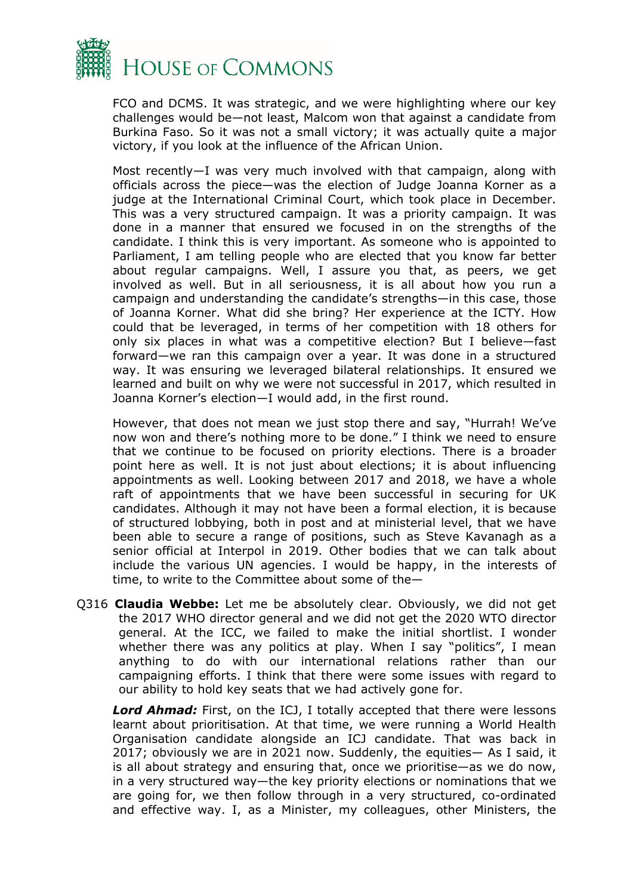FCO and DCMS. It was strategic, and we were highlighting where our key challenges would be—not least, Malcom won that against a candidate from Burkina Faso. So it was not a small victory; it was actually quite a major victory, if you look at the influence of the African Union.

Most recently—I was very much involved with that campaign, along with officials across the piece—was the election of Judge Joanna Korner as a judge at the International Criminal Court, which took place in December. This was a very structured campaign. It was a priority campaign. It was done in a manner that ensured we focused in on the strengths of the candidate. I think this is very important. As someone who is appointed to Parliament, I am telling people who are elected that you know far better about regular campaigns. Well, I assure you that, as peers, we get involved as well. But in all seriousness, it is all about how you run a campaign and understanding the candidate's strengths—in this case, those of Joanna Korner. What did she bring? Her experience at the ICTY. How could that be leveraged, in terms of her competition with 18 others for only six places in what was a competitive election? But I believe—fast forward—we ran this campaign over a year. It was done in a structured way. It was ensuring we leveraged bilateral relationships. It ensured we learned and built on why we were not successful in 2017, which resulted in Joanna Korner's election—I would add, in the first round.

However, that does not mean we just stop there and say, "Hurrah! We've now won and there's nothing more to be done." I think we need to ensure that we continue to be focused on priority elections. There is a broader point here as well. It is not just about elections; it is about influencing appointments as well. Looking between 2017 and 2018, we have a whole raft of appointments that we have been successful in securing for UK candidates. Although it may not have been a formal election, it is because of structured lobbying, both in post and at ministerial level, that we have been able to secure a range of positions, such as Steve Kavanagh as a senior official at Interpol in 2019. Other bodies that we can talk about include the various UN agencies. I would be happy, in the interests of time, to write to the Committee about some of the—

Q316 **Claudia Webbe:** Let me be absolutely clear. Obviously, we did not get the 2017 WHO director general and we did not get the 2020 WTO director general. At the ICC, we failed to make the initial shortlist. I wonder whether there was any politics at play. When I say "politics", I mean anything to do with our international relations rather than our campaigning efforts. I think that there were some issues with regard to our ability to hold key seats that we had actively gone for.

***Lord Ahmad:*** First, on the ICJ, I totally accepted that there were lessons learnt about prioritisation. At that time, we were running a World Health Organisation candidate alongside an ICJ candidate. That was back in 2017; obviously we are in 2021 now. Suddenly, the equities— As I said, it is all about strategy and ensuring that, once we prioritise—as we do now, in a very structured way—the key priority elections or nominations that we are going for, we then follow through in a very structured, co-ordinated and effective way. I, as a Minister, my colleagues, other Ministers, the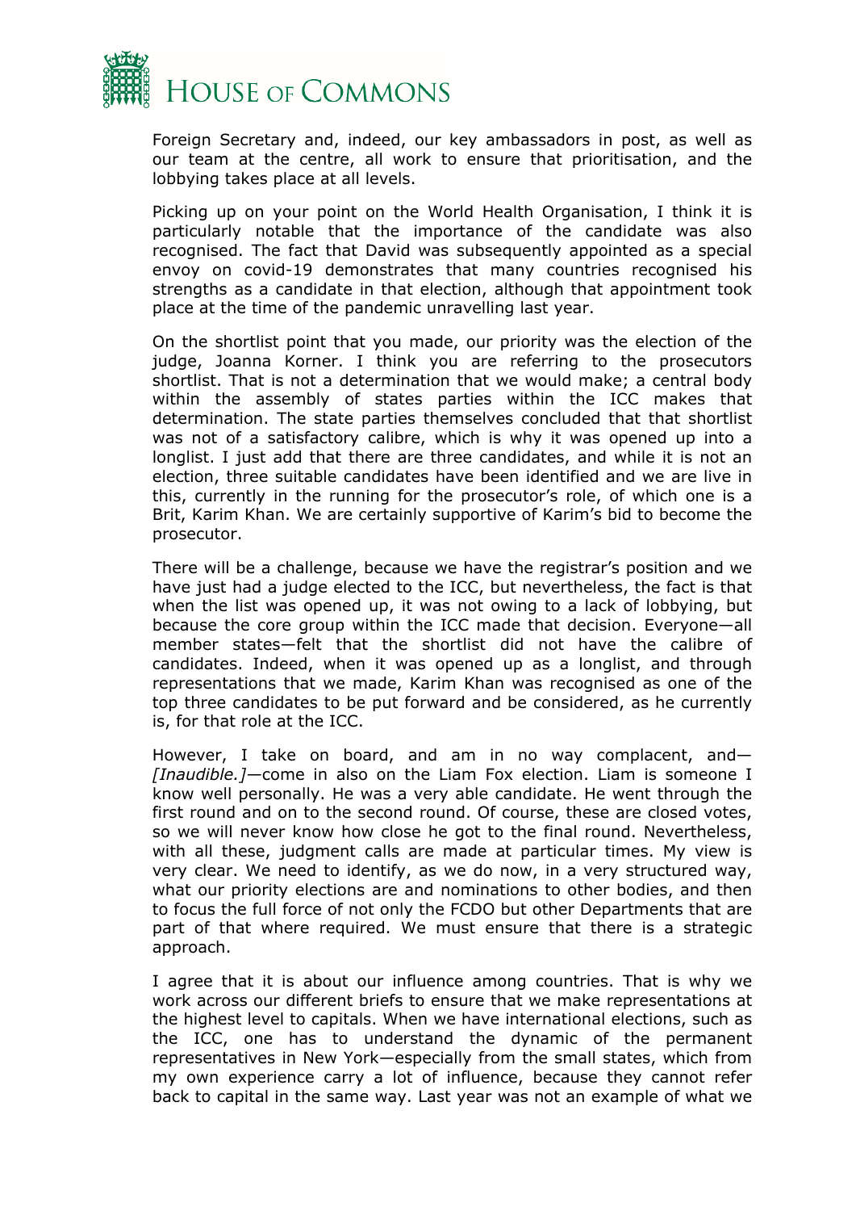Foreign Secretary and, indeed, our key ambassadors in post, as well as our team at the centre, all work to ensure that prioritisation, and the lobbying takes place at all levels.

Picking up on your point on the World Health Organisation, I think it is particularly notable that the importance of the candidate was also recognised. The fact that David was subsequently appointed as a special envoy on covid-19 demonstrates that many countries recognised his strengths as a candidate in that election, although that appointment took place at the time of the pandemic unravelling last year.

On the shortlist point that you made, our priority was the election of the judge, Joanna Korner. I think you are referring to the prosecutors shortlist. That is not a determination that we would make; a central body within the assembly of states parties within the ICC makes that determination. The state parties themselves concluded that that shortlist was not of a satisfactory calibre, which is why it was opened up into a longlist. I just add that there are three candidates, and while it is not an election, three suitable candidates have been identified and we are live in this, currently in the running for the prosecutor's role, of which one is a Brit, Karim Khan. We are certainly supportive of Karim's bid to become the prosecutor.

There will be a challenge, because we have the registrar's position and we have just had a judge elected to the ICC, but nevertheless, the fact is that when the list was opened up, it was not owing to a lack of lobbying, but because the core group within the ICC made that decision. Everyone—all member states—felt that the shortlist did not have the calibre of candidates. Indeed, when it was opened up as a longlist, and through representations that we made, Karim Khan was recognised as one of the top three candidates to be put forward and be considered, as he currently is, for that role at the ICC.

However, I take on board, and am in no way complacent, and—*[Inaudible.]*—come in also on the Liam Fox election. Liam is someone I know well personally. He was a very able candidate. He went through the first round and on to the second round. Of course, these are closed votes, so we will never know how close he got to the final round. Nevertheless, with all these, judgment calls are made at particular times. My view is very clear. We need to identify, as we do now, in a very structured way, what our priority elections are and nominations to other bodies, and then to focus the full force of not only the FCDO but other Departments that are part of that where required. We must ensure that there is a strategic approach.

I agree that it is about our influence among countries. That is why we work across our different briefs to ensure that we make representations at the highest level to capitals. When we have international elections, such as the ICC, one has to understand the dynamic of the permanent representatives in New York—especially from the small states, which from my own experience carry a lot of influence, because they cannot refer back to capital in the same way. Last year was not an example of what we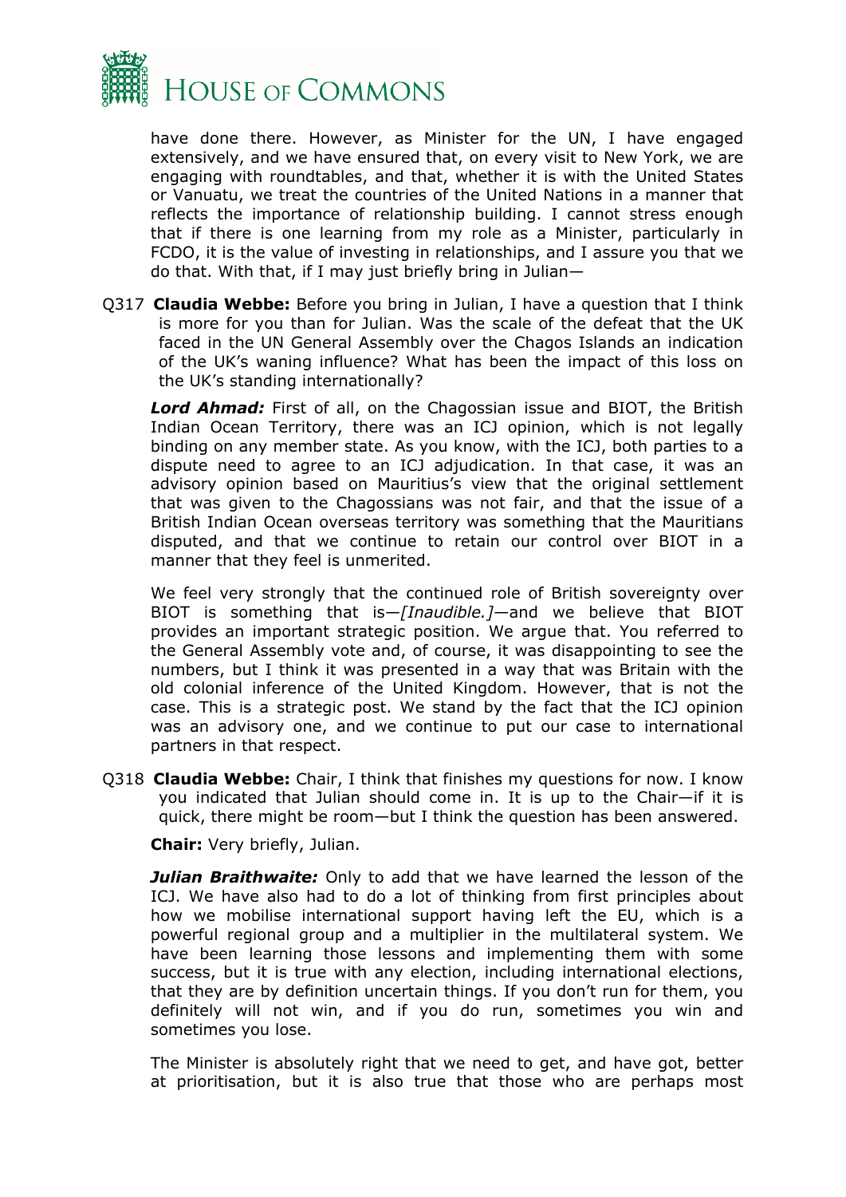have done there. However, as Minister for the UN, I have engaged extensively, and we have ensured that, on every visit to New York, we are engaging with roundtables, and that, whether it is with the United States or Vanuatu, we treat the countries of the United Nations in a manner that reflects the importance of relationship building. I cannot stress enough that if there is one learning from my role as a Minister, particularly in FCDO, it is the value of investing in relationships, and I assure you that we do that. With that, if I may just briefly bring in Julian—

Q317 **Claudia Webbe:** Before you bring in Julian, I have a question that I think is more for you than for Julian. Was the scale of the defeat that the UK faced in the UN General Assembly over the Chagos Islands an indication of the UK's waning influence? What has been the impact of this loss on the UK's standing internationally?

***Lord Ahmad:*** First of all, on the Chagossian issue and BIOT, the British Indian Ocean Territory, there was an ICJ opinion, which is not legally binding on any member state. As you know, with the ICJ, both parties to a dispute need to agree to an ICJ adjudication. In that case, it was an advisory opinion based on Mauritius's view that the original settlement that was given to the Chagossians was not fair, and that the issue of a British Indian Ocean overseas territory was something that the Mauritians disputed, and that we continue to retain our control over BIOT in a manner that they feel is unmerited.

We feel very strongly that the continued role of British sovereignty over BIOT is something that is—*[Inaudible.]*—and we believe that BIOT provides an important strategic position. We argue that. You referred to the General Assembly vote and, of course, it was disappointing to see the numbers, but I think it was presented in a way that was Britain with the old colonial inference of the United Kingdom. However, that is not the case. This is a strategic post. We stand by the fact that the ICJ opinion was an advisory one, and we continue to put our case to international partners in that respect.

Q318 **Claudia Webbe:** Chair, I think that finishes my questions for now. I know you indicated that Julian should come in. It is up to the Chair—if it is quick, there might be room—but I think the question has been answered.

**Chair:** Very briefly, Julian.

***Julian Braithwaite:*** Only to add that we have learned the lesson of the ICJ. We have also had to do a lot of thinking from first principles about how we mobilise international support having left the EU, which is a powerful regional group and a multiplier in the multilateral system. We have been learning those lessons and implementing them with some success, but it is true with any election, including international elections, that they are by definition uncertain things. If you don't run for them, you definitely will not win, and if you do run, sometimes you win and sometimes you lose.

The Minister is absolutely right that we need to get, and have got, better at prioritisation, but it is also true that those who are perhaps most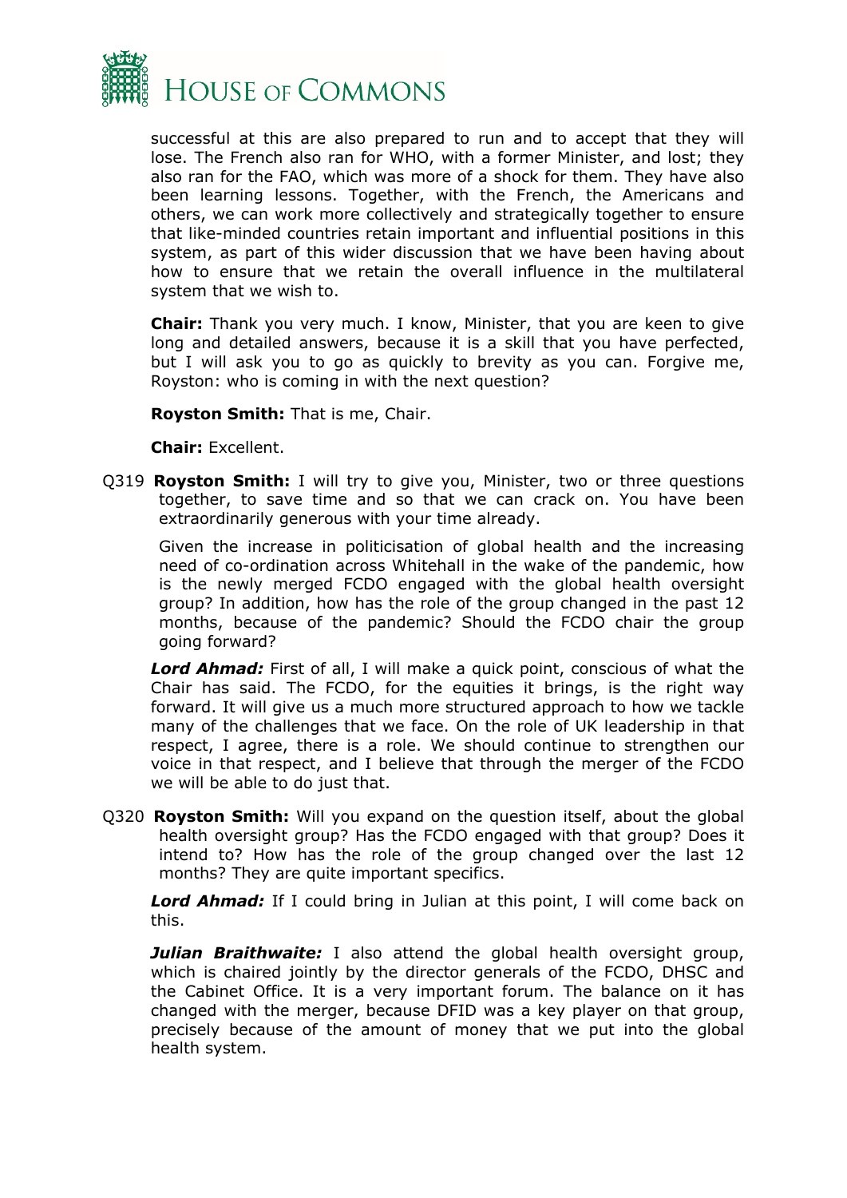successful at this are also prepared to run and to accept that they will lose. The French also ran for WHO, with a former Minister, and lost; they also ran for the FAO, which was more of a shock for them. They have also been learning lessons. Together, with the French, the Americans and others, we can work more collectively and strategically together to ensure that like-minded countries retain important and influential positions in this system, as part of this wider discussion that we have been having about how to ensure that we retain the overall influence in the multilateral system that we wish to.

**Chair:** Thank you very much. I know, Minister, that you are keen to give long and detailed answers, because it is a skill that you have perfected, but I will ask you to go as quickly to brevity as you can. Forgive me, Royston: who is coming in with the next question?

**Royston Smith:** That is me, Chair.

**Chair:** Excellent.

Q319 **Royston Smith:** I will try to give you, Minister, two or three questions together, to save time and so that we can crack on. You have been extraordinarily generous with your time already.

Given the increase in politicisation of global health and the increasing need of co-ordination across Whitehall in the wake of the pandemic, how is the newly merged FCDO engaged with the global health oversight group? In addition, how has the role of the group changed in the past 12 months, because of the pandemic? Should the FCDO chair the group going forward?

***Lord Ahmad:*** First of all, I will make a quick point, conscious of what the Chair has said. The FCDO, for the equities it brings, is the right way forward. It will give us a much more structured approach to how we tackle many of the challenges that we face. On the role of UK leadership in that respect, I agree, there is a role. We should continue to strengthen our voice in that respect, and I believe that through the merger of the FCDO we will be able to do just that.

Q320 **Royston Smith:** Will you expand on the question itself, about the global health oversight group? Has the FCDO engaged with that group? Does it intend to? How has the role of the group changed over the last 12 months? They are quite important specifics.

***Lord Ahmad:*** If I could bring in Julian at this point, I will come back on this.

***Julian Braithwaite:*** I also attend the global health oversight group, which is chaired jointly by the director generals of the FCDO, DHSC and the Cabinet Office. It is a very important forum. The balance on it has changed with the merger, because DFID was a key player on that group, precisely because of the amount of money that we put into the global health system.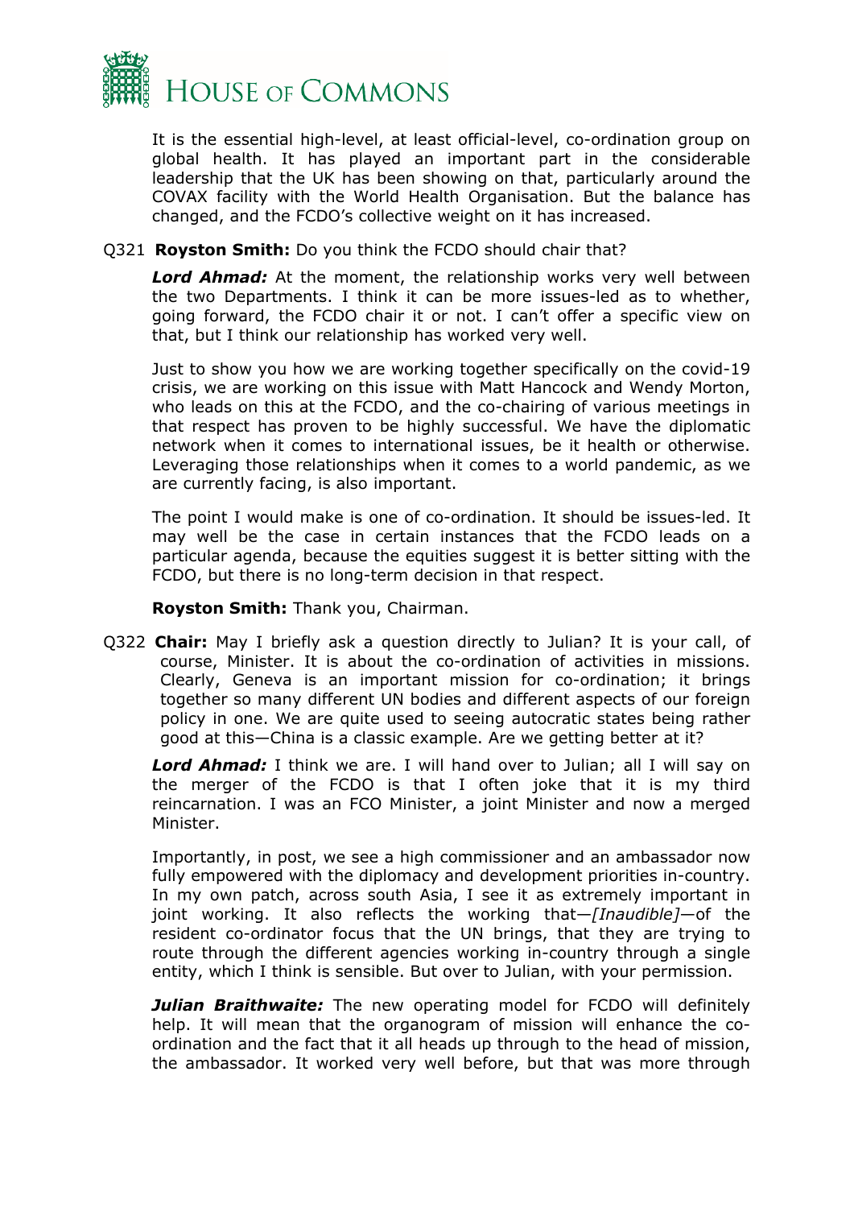It is the essential high-level, at least official-level, co-ordination group on global health. It has played an important part in the considerable leadership that the UK has been showing on that, particularly around the COVAX facility with the World Health Organisation. But the balance has changed, and the FCDO's collective weight on it has increased.

Q321 **Royston Smith:** Do you think the FCDO should chair that?

***Lord Ahmad:*** At the moment, the relationship works very well between the two Departments. I think it can be more issues-led as to whether, going forward, the FCDO chair it or not. I can't offer a specific view on that, but I think our relationship has worked very well.

Just to show you how we are working together specifically on the covid-19 crisis, we are working on this issue with Matt Hancock and Wendy Morton, who leads on this at the FCDO, and the co-chairing of various meetings in that respect has proven to be highly successful. We have the diplomatic network when it comes to international issues, be it health or otherwise. Leveraging those relationships when it comes to a world pandemic, as we are currently facing, is also important.

The point I would make is one of co-ordination. It should be issues-led. It may well be the case in certain instances that the FCDO leads on a particular agenda, because the equities suggest it is better sitting with the FCDO, but there is no long-term decision in that respect.

**Royston Smith:** Thank you, Chairman.

Q322 **Chair:** May I briefly ask a question directly to Julian? It is your call, of course, Minister. It is about the co-ordination of activities in missions. Clearly, Geneva is an important mission for co-ordination; it brings together so many different UN bodies and different aspects of our foreign policy in one. We are quite used to seeing autocratic states being rather good at this—China is a classic example. Are we getting better at it?

***Lord Ahmad:*** I think we are. I will hand over to Julian; all I will say on the merger of the FCDO is that I often joke that it is my third reincarnation. I was an FCO Minister, a joint Minister and now a merged Minister.

Importantly, in post, we see a high commissioner and an ambassador now fully empowered with the diplomacy and development priorities in-country. In my own patch, across south Asia, I see it as extremely important in joint working. It also reflects the working that—*[Inaudible]*—of the resident co-ordinator focus that the UN brings, that they are trying to route through the different agencies working in-country through a single entity, which I think is sensible. But over to Julian, with your permission.

***Julian Braithwaite:*** The new operating model for FCDO will definitely help. It will mean that the organogram of mission will enhance the co-ordination and the fact that it all heads up through to the head of mission, the ambassador. It worked very well before, but that was more through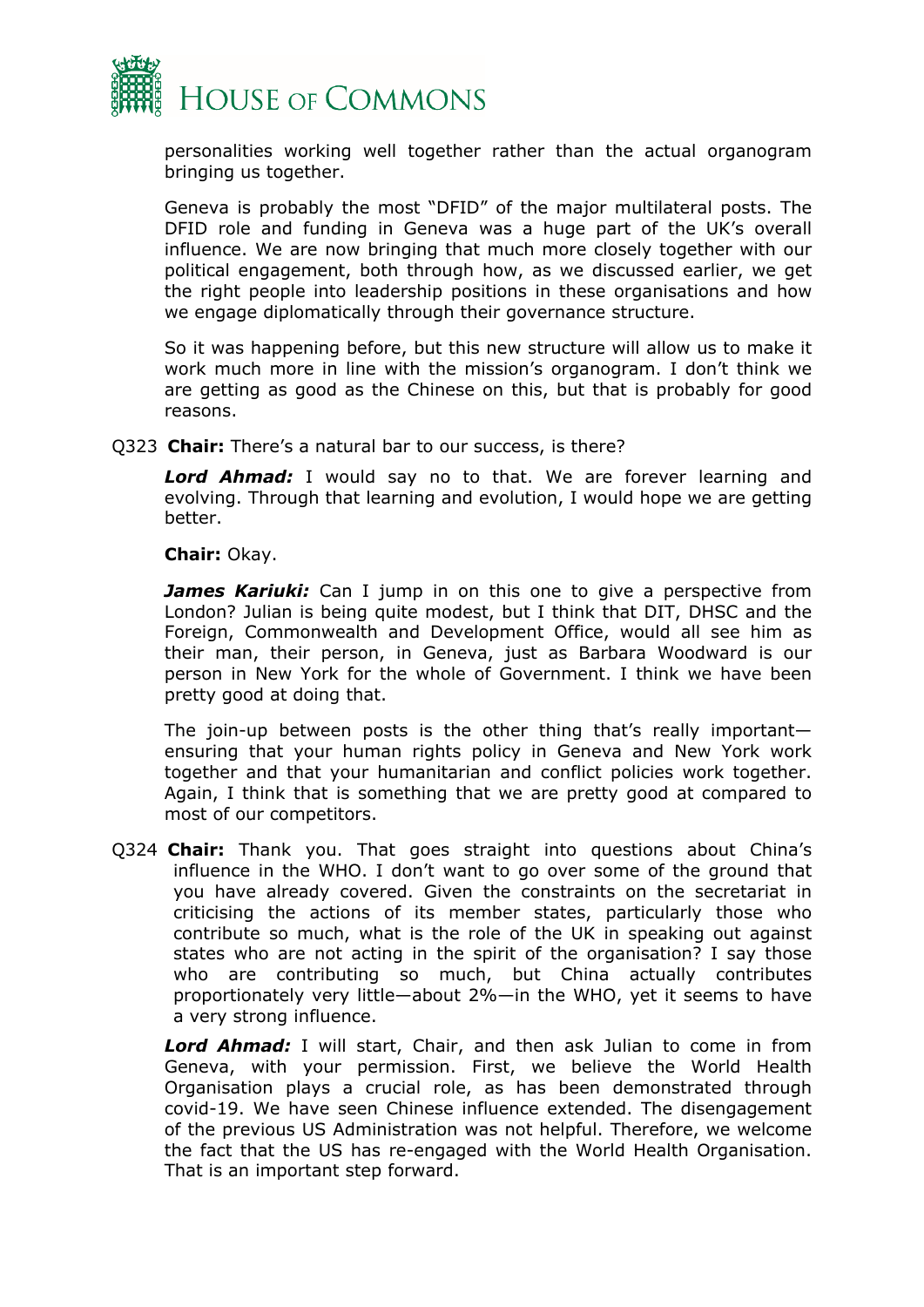personalities working well together rather than the actual organogram bringing us together.

Geneva is probably the most "DFID" of the major multilateral posts. The DFID role and funding in Geneva was a huge part of the UK's overall influence. We are now bringing that much more closely together with our political engagement, both through how, as we discussed earlier, we get the right people into leadership positions in these organisations and how we engage diplomatically through their governance structure.

So it was happening before, but this new structure will allow us to make it work much more in line with the mission's organogram. I don't think we are getting as good as the Chinese on this, but that is probably for good reasons.

Q323 **Chair:** There's a natural bar to our success, is there?

***Lord Ahmad:*** I would say no to that. We are forever learning and evolving. Through that learning and evolution, I would hope we are getting better.

**Chair:** Okay.

***James Kariuki:*** Can I jump in on this one to give a perspective from London? Julian is being quite modest, but I think that DIT, DHSC and the Foreign, Commonwealth and Development Office, would all see him as their man, their person, in Geneva, just as Barbara Woodward is our person in New York for the whole of Government. I think we have been pretty good at doing that.

The join-up between posts is the other thing that's really important—ensuring that your human rights policy in Geneva and New York work together and that your humanitarian and conflict policies work together. Again, I think that is something that we are pretty good at compared to most of our competitors.

Q324 **Chair:** Thank you. That goes straight into questions about China's influence in the WHO. I don't want to go over some of the ground that you have already covered. Given the constraints on the secretariat in criticising the actions of its member states, particularly those who contribute so much, what is the role of the UK in speaking out against states who are not acting in the spirit of the organisation? I say those who are contributing so much, but China actually contributes proportionately very little—about 2%—in the WHO, yet it seems to have a very strong influence.

***Lord Ahmad:*** I will start, Chair, and then ask Julian to come in from Geneva, with your permission. First, we believe the World Health Organisation plays a crucial role, as has been demonstrated through covid-19. We have seen Chinese influence extended. The disengagement of the previous US Administration was not helpful. Therefore, we welcome the fact that the US has re-engaged with the World Health Organisation. That is an important step forward.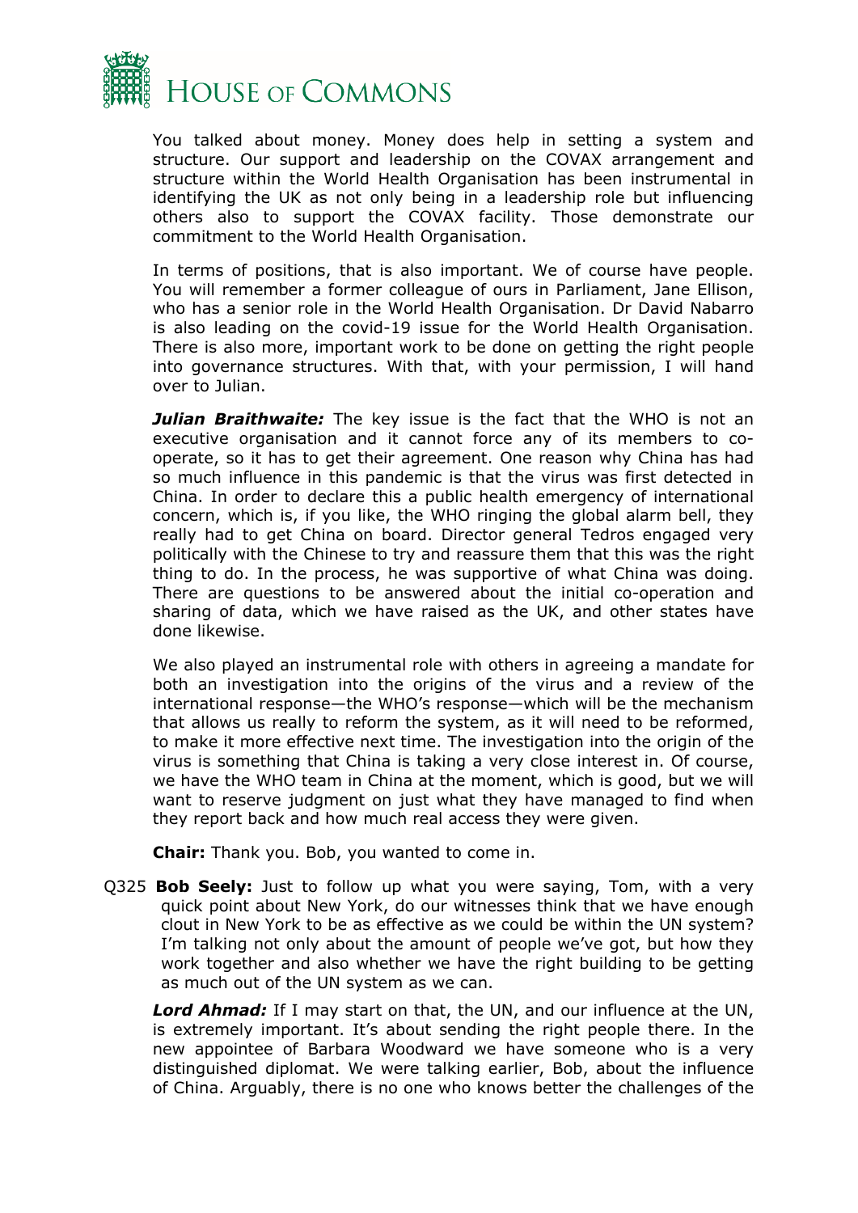You talked about money. Money does help in setting a system and structure. Our support and leadership on the COVAX arrangement and structure within the World Health Organisation has been instrumental in identifying the UK as not only being in a leadership role but influencing others also to support the COVAX facility. Those demonstrate our commitment to the World Health Organisation.

In terms of positions, that is also important. We of course have people. You will remember a former colleague of ours in Parliament, Jane Ellison, who has a senior role in the World Health Organisation. Dr David Nabarro is also leading on the covid-19 issue for the World Health Organisation. There is also more, important work to be done on getting the right people into governance structures. With that, with your permission, I will hand over to Julian.

***Julian Braithwaite:*** The key issue is the fact that the WHO is not an executive organisation and it cannot force any of its members to co-operate, so it has to get their agreement. One reason why China has had so much influence in this pandemic is that the virus was first detected in China. In order to declare this a public health emergency of international concern, which is, if you like, the WHO ringing the global alarm bell, they really had to get China on board. Director general Tedros engaged very politically with the Chinese to try and reassure them that this was the right thing to do. In the process, he was supportive of what China was doing. There are questions to be answered about the initial co-operation and sharing of data, which we have raised as the UK, and other states have done likewise.

We also played an instrumental role with others in agreeing a mandate for both an investigation into the origins of the virus and a review of the international response—the WHO's response—which will be the mechanism that allows us really to reform the system, as it will need to be reformed, to make it more effective next time. The investigation into the origin of the virus is something that China is taking a very close interest in. Of course, we have the WHO team in China at the moment, which is good, but we will want to reserve judgment on just what they have managed to find when they report back and how much real access they were given.

**Chair:** Thank you. Bob, you wanted to come in.

Q325 **Bob Seely:** Just to follow up what you were saying, Tom, with a very quick point about New York, do our witnesses think that we have enough clout in New York to be as effective as we could be within the UN system? I'm talking not only about the amount of people we've got, but how they work together and also whether we have the right building to be getting as much out of the UN system as we can.

***Lord Ahmad:*** If I may start on that, the UN, and our influence at the UN, is extremely important. It's about sending the right people there. In the new appointee of Barbara Woodward we have someone who is a very distinguished diplomat. We were talking earlier, Bob, about the influence of China. Arguably, there is no one who knows better the challenges of the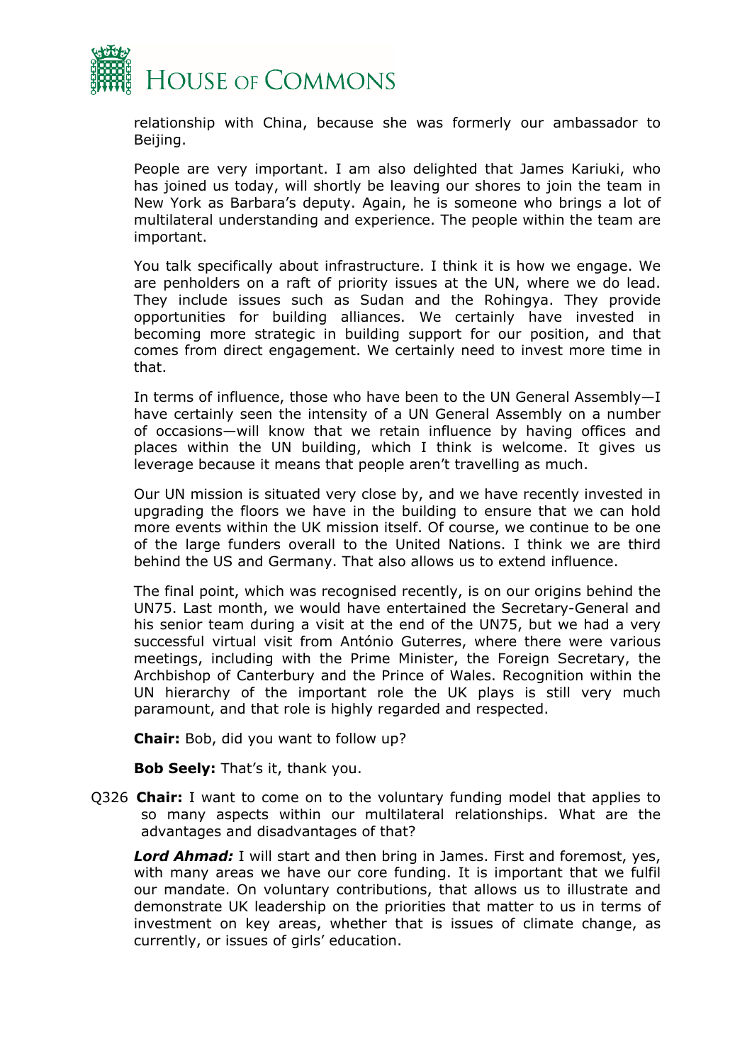relationship with China, because she was formerly our ambassador to Beijing.

People are very important. I am also delighted that James Kariuki, who has joined us today, will shortly be leaving our shores to join the team in New York as Barbara's deputy. Again, he is someone who brings a lot of multilateral understanding and experience. The people within the team are important.

You talk specifically about infrastructure. I think it is how we engage. We are penholders on a raft of priority issues at the UN, where we do lead. They include issues such as Sudan and the Rohingya. They provide opportunities for building alliances. We certainly have invested in becoming more strategic in building support for our position, and that comes from direct engagement. We certainly need to invest more time in that.

In terms of influence, those who have been to the UN General Assembly—I have certainly seen the intensity of a UN General Assembly on a number of occasions—will know that we retain influence by having offices and places within the UN building, which I think is welcome. It gives us leverage because it means that people aren't travelling as much.

Our UN mission is situated very close by, and we have recently invested in upgrading the floors we have in the building to ensure that we can hold more events within the UK mission itself. Of course, we continue to be one of the large funders overall to the United Nations. I think we are third behind the US and Germany. That also allows us to extend influence.

The final point, which was recognised recently, is on our origins behind the UN75. Last month, we would have entertained the Secretary-General and his senior team during a visit at the end of the UN75, but we had a very successful virtual visit from António Guterres, where there were various meetings, including with the Prime Minister, the Foreign Secretary, the Archbishop of Canterbury and the Prince of Wales. Recognition within the UN hierarchy of the important role the UK plays is still very much paramount, and that role is highly regarded and respected.

**Chair:** Bob, did you want to follow up?

**Bob Seely:** That's it, thank you.

Q326 **Chair:** I want to come on to the voluntary funding model that applies to so many aspects within our multilateral relationships. What are the advantages and disadvantages of that?

***Lord Ahmad:*** I will start and then bring in James. First and foremost, yes, with many areas we have our core funding. It is important that we fulfil our mandate. On voluntary contributions, that allows us to illustrate and demonstrate UK leadership on the priorities that matter to us in terms of investment on key areas, whether that is issues of climate change, as currently, or issues of girls' education.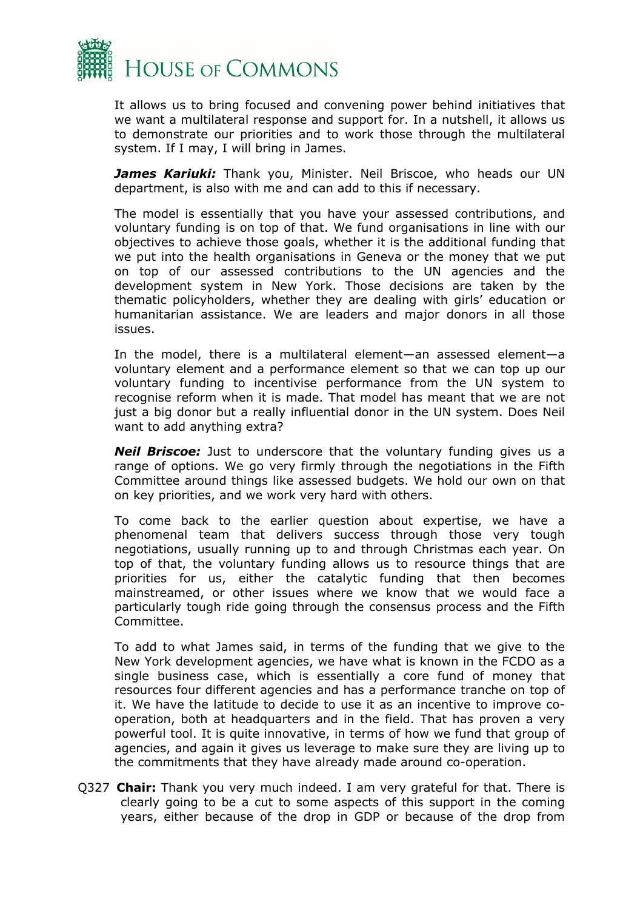It allows us to bring focused and convening power behind initiatives that we want a multilateral response and support for. In a nutshell, it allows us to demonstrate our priorities and to work those through the multilateral system. If I may, I will bring in James.

***James Kariuki:*** Thank you, Minister. Neil Briscoe, who heads our UN department, is also with me and can add to this if necessary.

The model is essentially that you have your assessed contributions, and voluntary funding is on top of that. We fund organisations in line with our objectives to achieve those goals, whether it is the additional funding that we put into the health organisations in Geneva or the money that we put on top of our assessed contributions to the UN agencies and the development system in New York. Those decisions are taken by the thematic policyholders, whether they are dealing with girls' education or humanitarian assistance. We are leaders and major donors in all those issues.

In the model, there is a multilateral element—an assessed element—a voluntary element and a performance element so that we can top up our voluntary funding to incentivise performance from the UN system to recognise reform when it is made. That model has meant that we are not just a big donor but a really influential donor in the UN system. Does Neil want to add anything extra?

***Neil Briscoe:*** Just to underscore that the voluntary funding gives us a range of options. We go very firmly through the negotiations in the Fifth Committee around things like assessed budgets. We hold our own on that on key priorities, and we work very hard with others.

To come back to the earlier question about expertise, we have a phenomenal team that delivers success through those very tough negotiations, usually running up to and through Christmas each year. On top of that, the voluntary funding allows us to resource things that are priorities for us, either the catalytic funding that then becomes mainstreamed, or other issues where we know that we would face a particularly tough ride going through the consensus process and the Fifth Committee.

To add to what James said, in terms of the funding that we give to the New York development agencies, we have what is known in the FCDO as a single business case, which is essentially a core fund of money that resources four different agencies and has a performance tranche on top of it. We have the latitude to decide to use it as an incentive to improve co-operation, both at headquarters and in the field. That has proven a very powerful tool. It is quite innovative, in terms of how we fund that group of agencies, and again it gives us leverage to make sure they are living up to the commitments that they have already made around co-operation.

Q327 **Chair:** Thank you very much indeed. I am very grateful for that. There is clearly going to be a cut to some aspects of this support in the coming years, either because of the drop in GDP or because of the drop from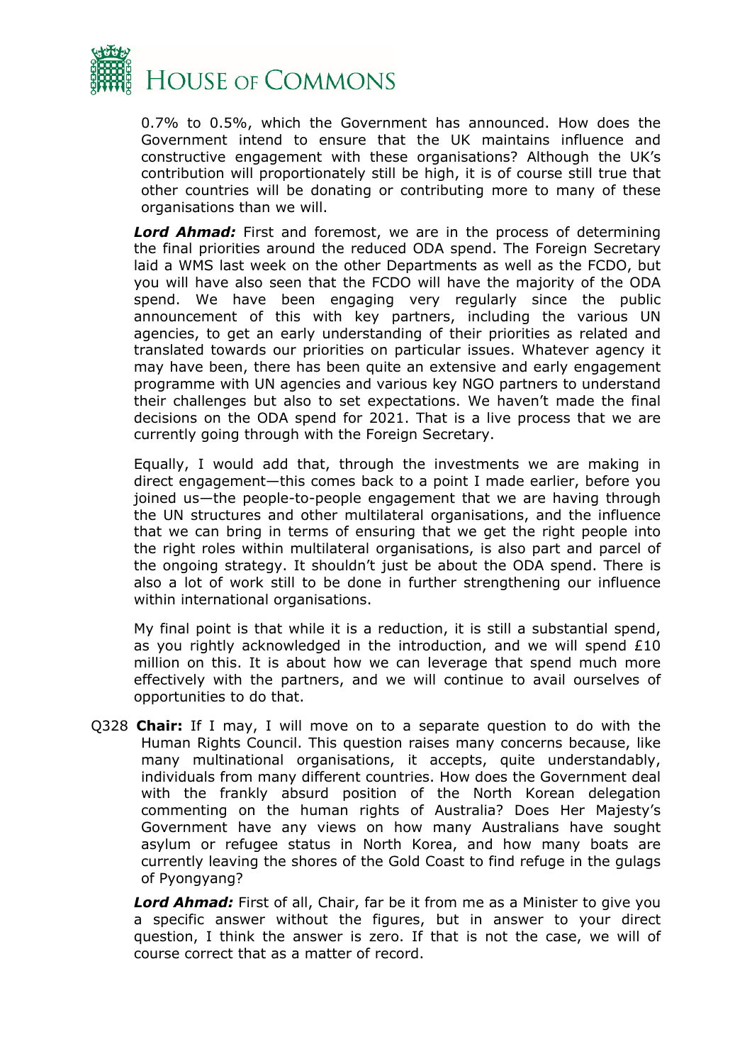0.7% to 0.5%, which the Government has announced. How does the Government intend to ensure that the UK maintains influence and constructive engagement with these organisations? Although the UK's contribution will proportionately still be high, it is of course still true that other countries will be donating or contributing more to many of these organisations than we will.

***Lord Ahmad:*** First and foremost, we are in the process of determining the final priorities around the reduced ODA spend. The Foreign Secretary laid a WMS last week on the other Departments as well as the FCDO, but you will have also seen that the FCDO will have the majority of the ODA spend. We have been engaging very regularly since the public announcement of this with key partners, including the various UN agencies, to get an early understanding of their priorities as related and translated towards our priorities on particular issues. Whatever agency it may have been, there has been quite an extensive and early engagement programme with UN agencies and various key NGO partners to understand their challenges but also to set expectations. We haven't made the final decisions on the ODA spend for 2021. That is a live process that we are currently going through with the Foreign Secretary.

Equally, I would add that, through the investments we are making in direct engagement—this comes back to a point I made earlier, before you joined us—the people-to-people engagement that we are having through the UN structures and other multilateral organisations, and the influence that we can bring in terms of ensuring that we get the right people into the right roles within multilateral organisations, is also part and parcel of the ongoing strategy. It shouldn't just be about the ODA spend. There is also a lot of work still to be done in further strengthening our influence within international organisations.

My final point is that while it is a reduction, it is still a substantial spend, as you rightly acknowledged in the introduction, and we will spend £10 million on this. It is about how we can leverage that spend much more effectively with the partners, and we will continue to avail ourselves of opportunities to do that.

Q328 **Chair:** If I may, I will move on to a separate question to do with the Human Rights Council. This question raises many concerns because, like many multinational organisations, it accepts, quite understandably, individuals from many different countries. How does the Government deal with the frankly absurd position of the North Korean delegation commenting on the human rights of Australia? Does Her Majesty's Government have any views on how many Australians have sought asylum or refugee status in North Korea, and how many boats are currently leaving the shores of the Gold Coast to find refuge in the gulags of Pyongyang?

***Lord Ahmad:*** First of all, Chair, far be it from me as a Minister to give you a specific answer without the figures, but in answer to your direct question, I think the answer is zero. If that is not the case, we will of course correct that as a matter of record.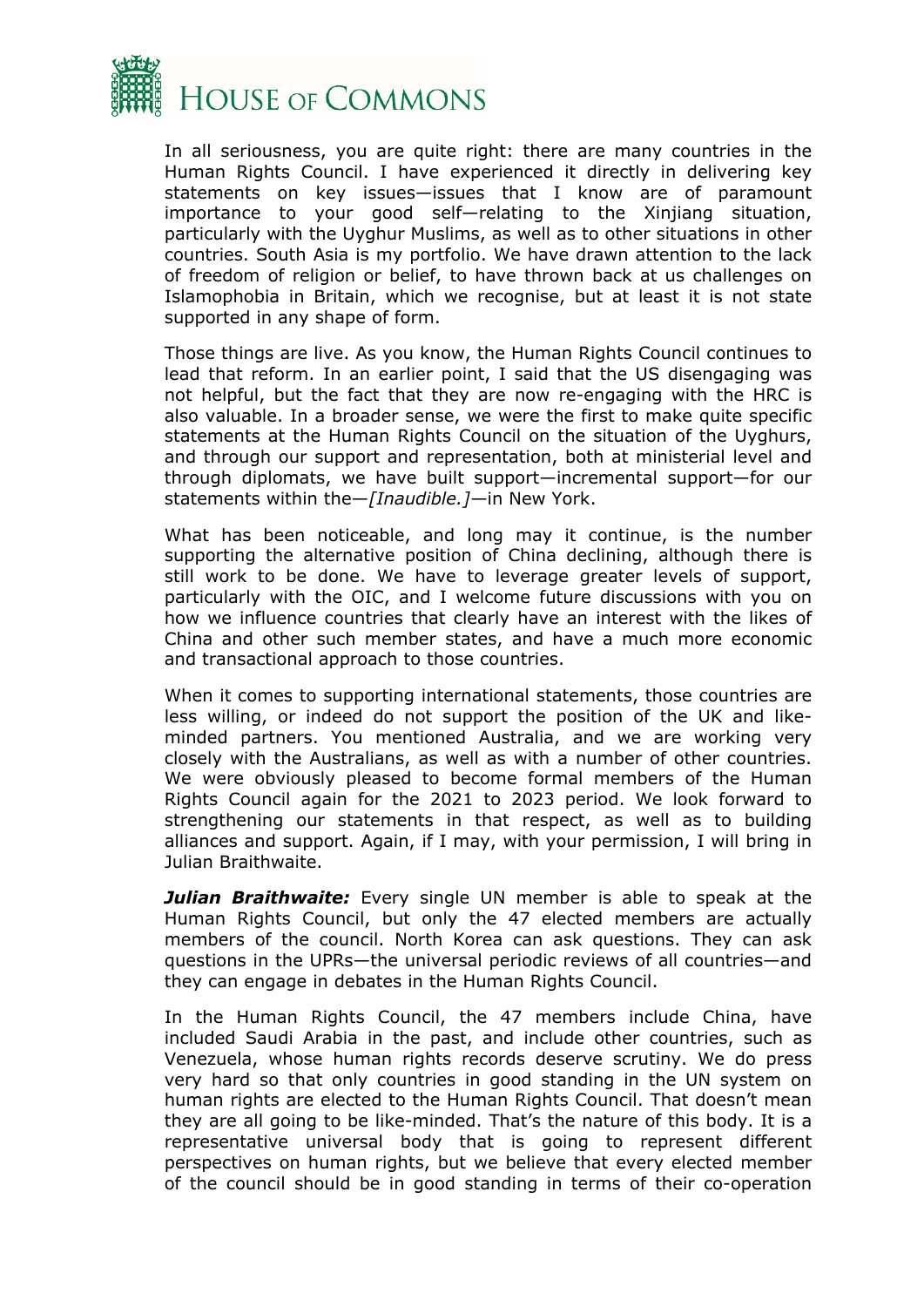In all seriousness, you are quite right: there are many countries in the Human Rights Council. I have experienced it directly in delivering key statements on key issues—issues that I know are of paramount importance to your good self—relating to the Xinjiang situation, particularly with the Uyghur Muslims, as well as to other situations in other countries. South Asia is my portfolio. We have drawn attention to the lack of freedom of religion or belief, to have thrown back at us challenges on Islamophobia in Britain, which we recognise, but at least it is not state supported in any shape of form.

Those things are live. As you know, the Human Rights Council continues to lead that reform. In an earlier point, I said that the US disengaging was not helpful, but the fact that they are now re-engaging with the HRC is also valuable. In a broader sense, we were the first to make quite specific statements at the Human Rights Council on the situation of the Uyghurs, and through our support and representation, both at ministerial level and through diplomats, we have built support—incremental support—for our statements within the—*[Inaudible.]*—in New York.

What has been noticeable, and long may it continue, is the number supporting the alternative position of China declining, although there is still work to be done. We have to leverage greater levels of support, particularly with the OIC, and I welcome future discussions with you on how we influence countries that clearly have an interest with the likes of China and other such member states, and have a much more economic and transactional approach to those countries.

When it comes to supporting international statements, those countries are less willing, or indeed do not support the position of the UK and like-minded partners. You mentioned Australia, and we are working very closely with the Australians, as well as with a number of other countries. We were obviously pleased to become formal members of the Human Rights Council again for the 2021 to 2023 period. We look forward to strengthening our statements in that respect, as well as to building alliances and support. Again, if I may, with your permission, I will bring in Julian Braithwaite.

***Julian Braithwaite:*** Every single UN member is able to speak at the Human Rights Council, but only the 47 elected members are actually members of the council. North Korea can ask questions. They can ask questions in the UPRs—the universal periodic reviews of all countries—and they can engage in debates in the Human Rights Council.

In the Human Rights Council, the 47 members include China, have included Saudi Arabia in the past, and include other countries, such as Venezuela, whose human rights records deserve scrutiny. We do press very hard so that only countries in good standing in the UN system on human rights are elected to the Human Rights Council. That doesn't mean they are all going to be like-minded. That's the nature of this body. It is a representative universal body that is going to represent different perspectives on human rights, but we believe that every elected member of the council should be in good standing in terms of their co-operation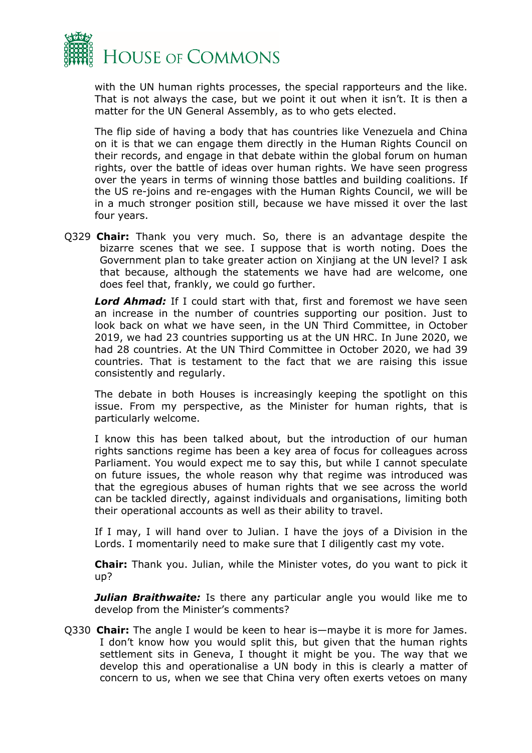with the UN human rights processes, the special rapporteurs and the like. That is not always the case, but we point it out when it isn't. It is then a matter for the UN General Assembly, as to who gets elected.

The flip side of having a body that has countries like Venezuela and China on it is that we can engage them directly in the Human Rights Council on their records, and engage in that debate within the global forum on human rights, over the battle of ideas over human rights. We have seen progress over the years in terms of winning those battles and building coalitions. If the US re-joins and re-engages with the Human Rights Council, we will be in a much stronger position still, because we have missed it over the last four years.

Q329 **Chair:** Thank you very much. So, there is an advantage despite the bizarre scenes that we see. I suppose that is worth noting. Does the Government plan to take greater action on Xinjiang at the UN level? I ask that because, although the statements we have had are welcome, one does feel that, frankly, we could go further.

***Lord Ahmad:*** If I could start with that, first and foremost we have seen an increase in the number of countries supporting our position. Just to look back on what we have seen, in the UN Third Committee, in October 2019, we had 23 countries supporting us at the UN HRC. In June 2020, we had 28 countries. At the UN Third Committee in October 2020, we had 39 countries. That is testament to the fact that we are raising this issue consistently and regularly.

The debate in both Houses is increasingly keeping the spotlight on this issue. From my perspective, as the Minister for human rights, that is particularly welcome.

I know this has been talked about, but the introduction of our human rights sanctions regime has been a key area of focus for colleagues across Parliament. You would expect me to say this, but while I cannot speculate on future issues, the whole reason why that regime was introduced was that the egregious abuses of human rights that we see across the world can be tackled directly, against individuals and organisations, limiting both their operational accounts as well as their ability to travel.

If I may, I will hand over to Julian. I have the joys of a Division in the Lords. I momentarily need to make sure that I diligently cast my vote.

**Chair:** Thank you. Julian, while the Minister votes, do you want to pick it up?

***Julian Braithwaite:*** Is there any particular angle you would like me to develop from the Minister's comments?

Q330 **Chair:** The angle I would be keen to hear is—maybe it is more for James. I don't know how you would split this, but given that the human rights settlement sits in Geneva, I thought it might be you. The way that we develop this and operationalise a UN body in this is clearly a matter of concern to us, when we see that China very often exerts vetoes on many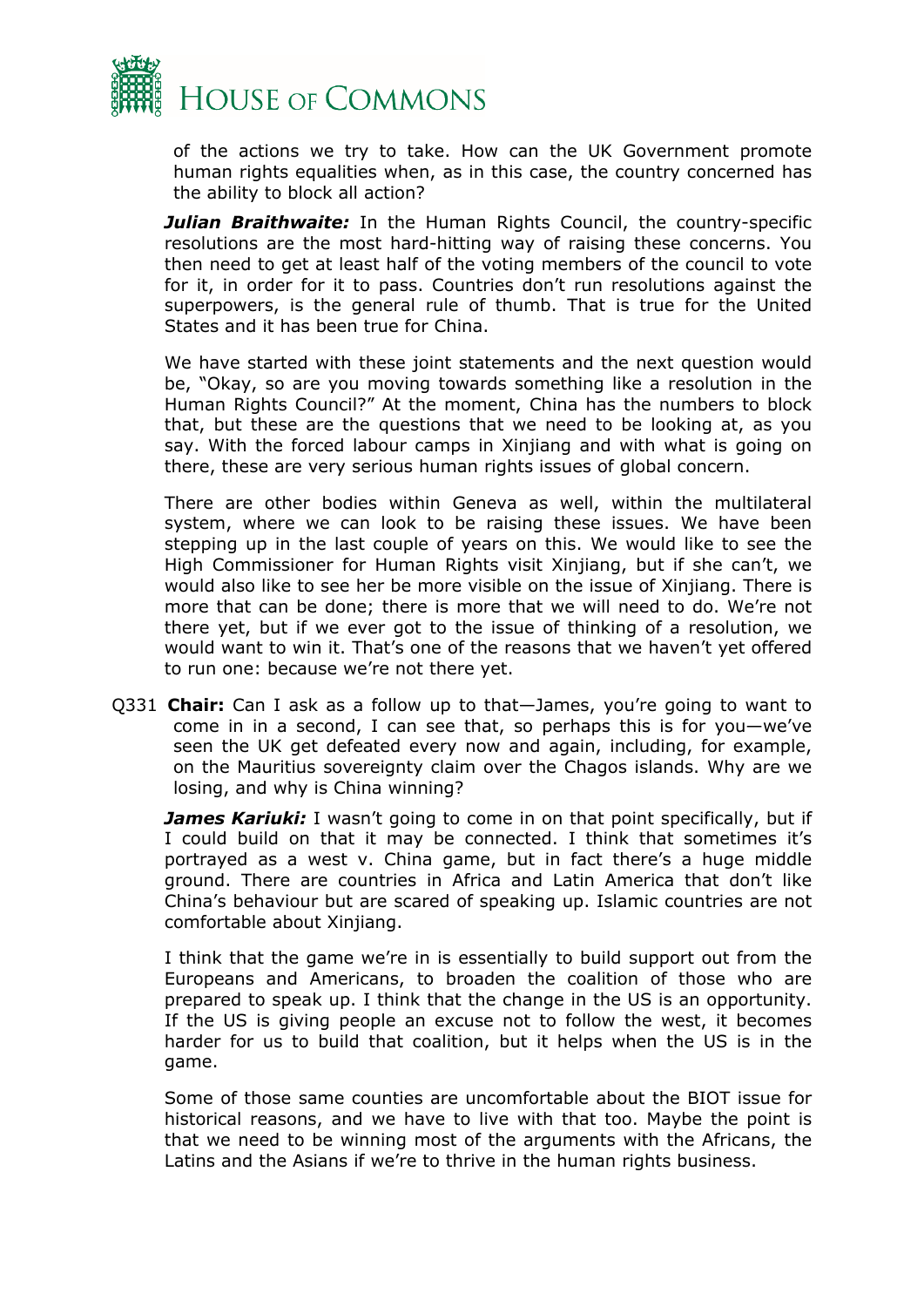of the actions we try to take. How can the UK Government promote human rights equalities when, as in this case, the country concerned has the ability to block all action?

***Julian Braithwaite:*** In the Human Rights Council, the country-specific resolutions are the most hard-hitting way of raising these concerns. You then need to get at least half of the voting members of the council to vote for it, in order for it to pass. Countries don't run resolutions against the superpowers, is the general rule of thumb. That is true for the United States and it has been true for China.

We have started with these joint statements and the next question would be, "Okay, so are you moving towards something like a resolution in the Human Rights Council?" At the moment, China has the numbers to block that, but these are the questions that we need to be looking at, as you say. With the forced labour camps in Xinjiang and with what is going on there, these are very serious human rights issues of global concern.

There are other bodies within Geneva as well, within the multilateral system, where we can look to be raising these issues. We have been stepping up in the last couple of years on this. We would like to see the High Commissioner for Human Rights visit Xinjiang, but if she can't, we would also like to see her be more visible on the issue of Xinjiang. There is more that can be done; there is more that we will need to do. We're not there yet, but if we ever got to the issue of thinking of a resolution, we would want to win it. That's one of the reasons that we haven't yet offered to run one: because we're not there yet.

Q331 **Chair:** Can I ask as a follow up to that—James, you're going to want to come in in a second, I can see that, so perhaps this is for you—we've seen the UK get defeated every now and again, including, for example, on the Mauritius sovereignty claim over the Chagos islands. Why are we losing, and why is China winning?

***James Kariuki:*** I wasn't going to come in on that point specifically, but if I could build on that it may be connected. I think that sometimes it's portrayed as a west v. China game, but in fact there's a huge middle ground. There are countries in Africa and Latin America that don't like China's behaviour but are scared of speaking up. Islamic countries are not comfortable about Xinjiang.

I think that the game we're in is essentially to build support out from the Europeans and Americans, to broaden the coalition of those who are prepared to speak up. I think that the change in the US is an opportunity. If the US is giving people an excuse not to follow the west, it becomes harder for us to build that coalition, but it helps when the US is in the game.

Some of those same counties are uncomfortable about the BIOT issue for historical reasons, and we have to live with that too. Maybe the point is that we need to be winning most of the arguments with the Africans, the Latins and the Asians if we're to thrive in the human rights business.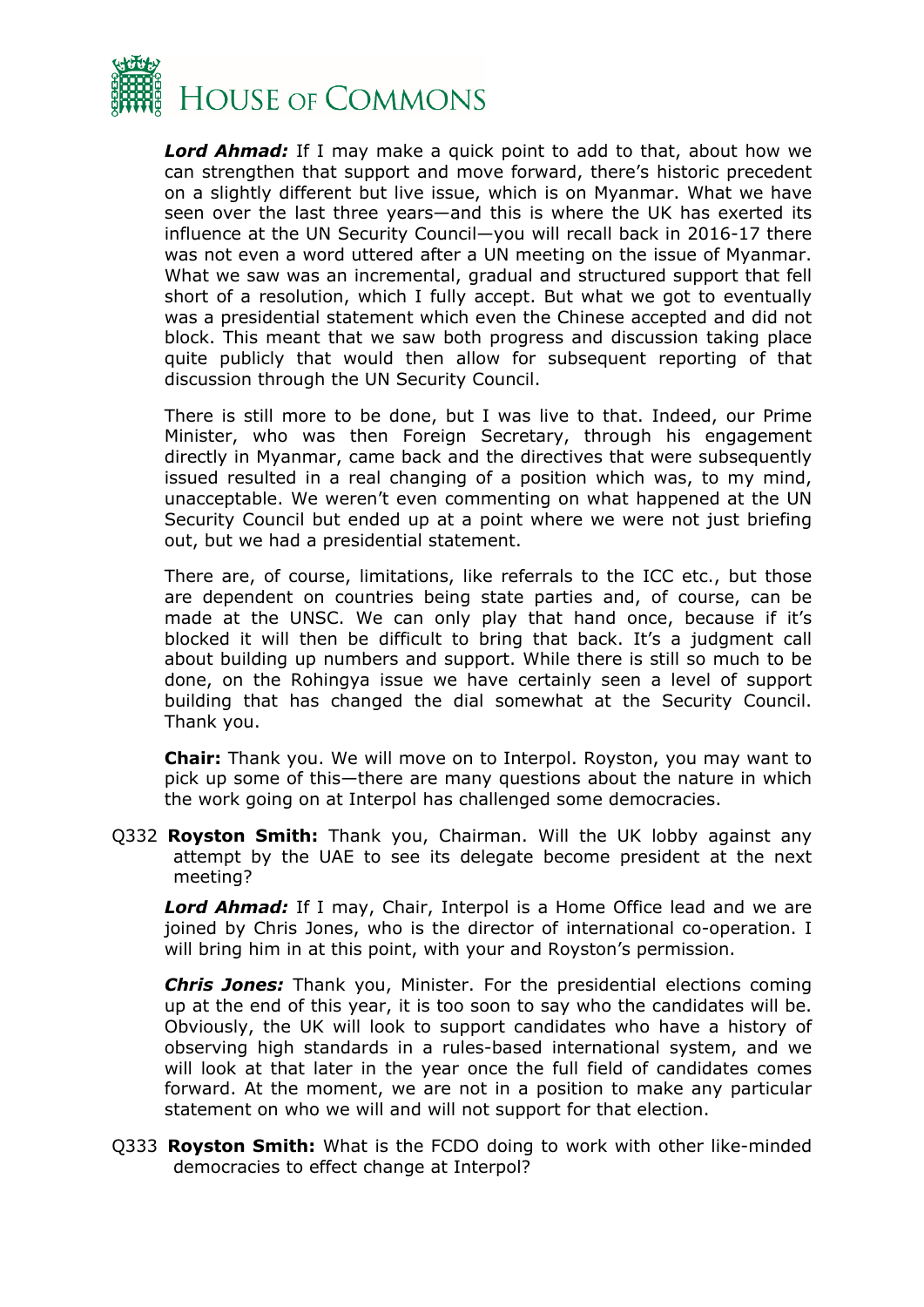***Lord Ahmad:*** If I may make a quick point to add to that, about how we can strengthen that support and move forward, there's historic precedent on a slightly different but live issue, which is on Myanmar. What we have seen over the last three years—and this is where the UK has exerted its influence at the UN Security Council—you will recall back in 2016-17 there was not even a word uttered after a UN meeting on the issue of Myanmar. What we saw was an incremental, gradual and structured support that fell short of a resolution, which I fully accept. But what we got to eventually was a presidential statement which even the Chinese accepted and did not block. This meant that we saw both progress and discussion taking place quite publicly that would then allow for subsequent reporting of that discussion through the UN Security Council.

There is still more to be done, but I was live to that. Indeed, our Prime Minister, who was then Foreign Secretary, through his engagement directly in Myanmar, came back and the directives that were subsequently issued resulted in a real changing of a position which was, to my mind, unacceptable. We weren't even commenting on what happened at the UN Security Council but ended up at a point where we were not just briefing out, but we had a presidential statement.

There are, of course, limitations, like referrals to the ICC etc., but those are dependent on countries being state parties and, of course, can be made at the UNSC. We can only play that hand once, because if it's blocked it will then be difficult to bring that back. It's a judgment call about building up numbers and support. While there is still so much to be done, on the Rohingya issue we have certainly seen a level of support building that has changed the dial somewhat at the Security Council. Thank you.

**Chair:** Thank you. We will move on to Interpol. Royston, you may want to pick up some of this—there are many questions about the nature in which the work going on at Interpol has challenged some democracies.

Q332 **Royston Smith:** Thank you, Chairman. Will the UK lobby against any attempt by the UAE to see its delegate become president at the next meeting?

***Lord Ahmad:*** If I may, Chair, Interpol is a Home Office lead and we are joined by Chris Jones, who is the director of international co-operation. I will bring him in at this point, with your and Royston's permission.

***Chris Jones:*** Thank you, Minister. For the presidential elections coming up at the end of this year, it is too soon to say who the candidates will be. Obviously, the UK will look to support candidates who have a history of observing high standards in a rules-based international system, and we will look at that later in the year once the full field of candidates comes forward. At the moment, we are not in a position to make any particular statement on who we will and will not support for that election.

Q333 **Royston Smith:** What is the FCDO doing to work with other like-minded democracies to effect change at Interpol?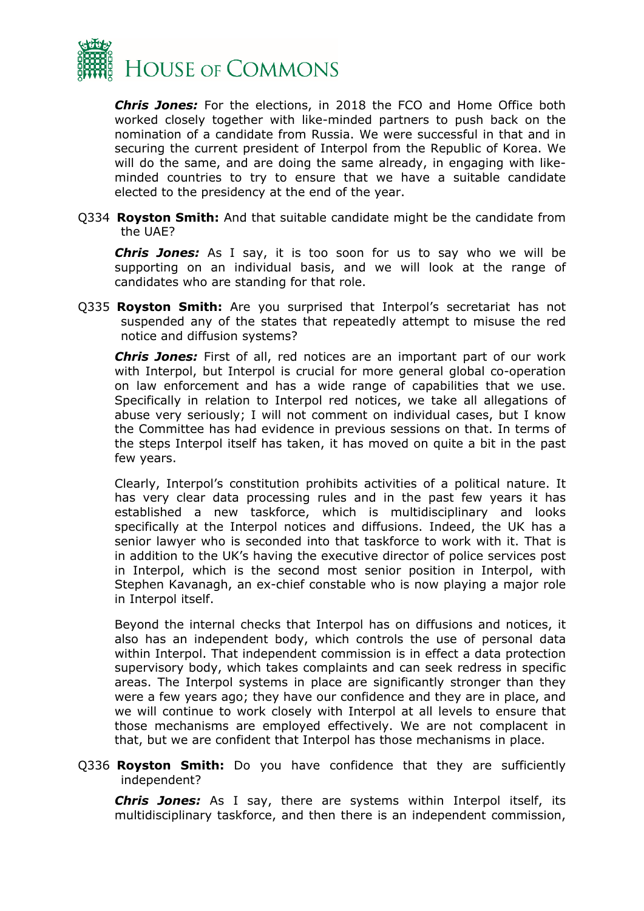***Chris Jones:*** For the elections, in 2018 the FCO and Home Office both worked closely together with like-minded partners to push back on the nomination of a candidate from Russia. We were successful in that and in securing the current president of Interpol from the Republic of Korea. We will do the same, and are doing the same already, in engaging with like-minded countries to try to ensure that we have a suitable candidate elected to the presidency at the end of the year.

Q334 **Royston Smith:** And that suitable candidate might be the candidate from the UAE?

***Chris Jones:*** As I say, it is too soon for us to say who we will be supporting on an individual basis, and we will look at the range of candidates who are standing for that role.

Q335 **Royston Smith:** Are you surprised that Interpol's secretariat has not suspended any of the states that repeatedly attempt to misuse the red notice and diffusion systems?

***Chris Jones:*** First of all, red notices are an important part of our work with Interpol, but Interpol is crucial for more general global co-operation on law enforcement and has a wide range of capabilities that we use. Specifically in relation to Interpol red notices, we take all allegations of abuse very seriously; I will not comment on individual cases, but I know the Committee has had evidence in previous sessions on that. In terms of the steps Interpol itself has taken, it has moved on quite a bit in the past few years.

Clearly, Interpol's constitution prohibits activities of a political nature. It has very clear data processing rules and in the past few years it has established a new taskforce, which is multidisciplinary and looks specifically at the Interpol notices and diffusions. Indeed, the UK has a senior lawyer who is seconded into that taskforce to work with it. That is in addition to the UK's having the executive director of police services post in Interpol, which is the second most senior position in Interpol, with Stephen Kavanagh, an ex-chief constable who is now playing a major role in Interpol itself.

Beyond the internal checks that Interpol has on diffusions and notices, it also has an independent body, which controls the use of personal data within Interpol. That independent commission is in effect a data protection supervisory body, which takes complaints and can seek redress in specific areas. The Interpol systems in place are significantly stronger than they were a few years ago; they have our confidence and they are in place, and we will continue to work closely with Interpol at all levels to ensure that those mechanisms are employed effectively. We are not complacent in that, but we are confident that Interpol has those mechanisms in place.

Q336 **Royston Smith:** Do you have confidence that they are sufficiently independent?

***Chris Jones:*** As I say, there are systems within Interpol itself, its multidisciplinary taskforce, and then there is an independent commission,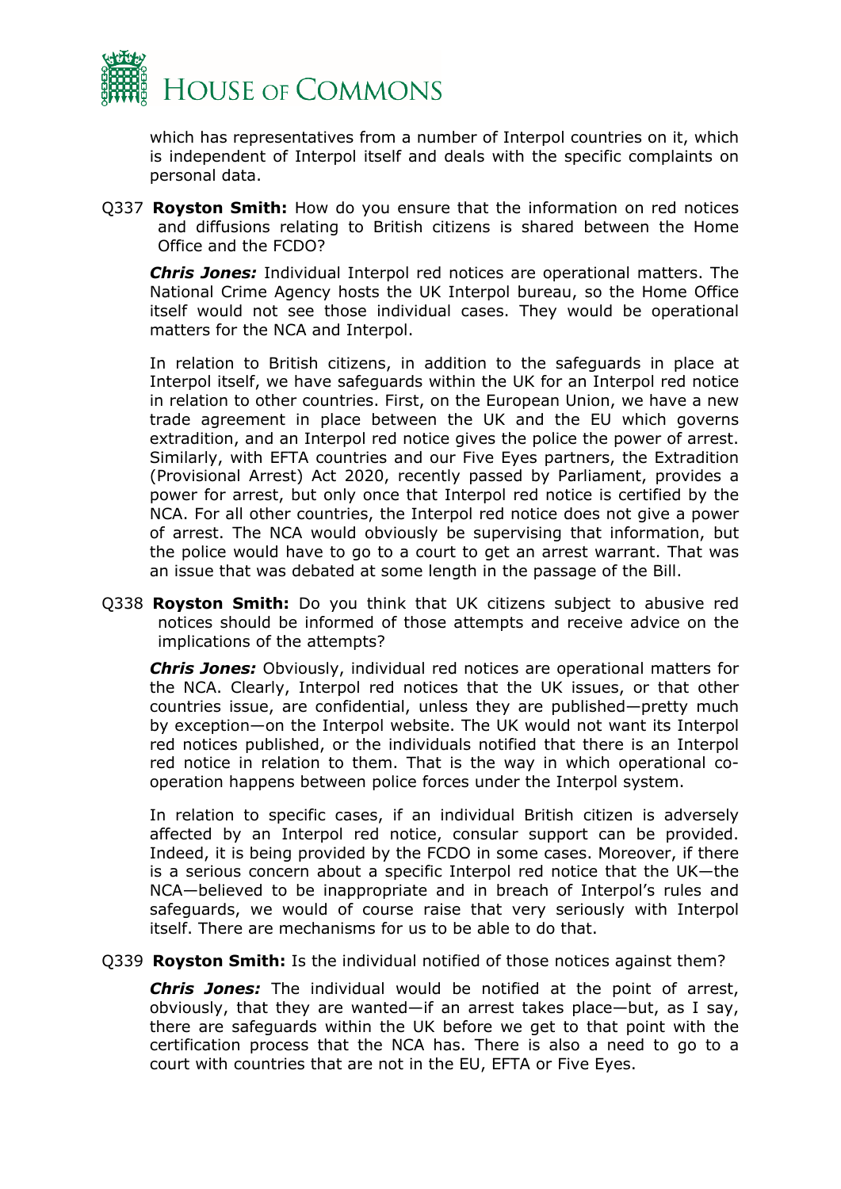which has representatives from a number of Interpol countries on it, which is independent of Interpol itself and deals with the specific complaints on personal data.

Q337 **Royston Smith:** How do you ensure that the information on red notices and diffusions relating to British citizens is shared between the Home Office and the FCDO?

***Chris Jones:*** Individual Interpol red notices are operational matters. The National Crime Agency hosts the UK Interpol bureau, so the Home Office itself would not see those individual cases. They would be operational matters for the NCA and Interpol.

In relation to British citizens, in addition to the safeguards in place at Interpol itself, we have safeguards within the UK for an Interpol red notice in relation to other countries. First, on the European Union, we have a new trade agreement in place between the UK and the EU which governs extradition, and an Interpol red notice gives the police the power of arrest. Similarly, with EFTA countries and our Five Eyes partners, the Extradition (Provisional Arrest) Act 2020, recently passed by Parliament, provides a power for arrest, but only once that Interpol red notice is certified by the NCA. For all other countries, the Interpol red notice does not give a power of arrest. The NCA would obviously be supervising that information, but the police would have to go to a court to get an arrest warrant. That was an issue that was debated at some length in the passage of the Bill.

Q338 **Royston Smith:** Do you think that UK citizens subject to abusive red notices should be informed of those attempts and receive advice on the implications of the attempts?

***Chris Jones:*** Obviously, individual red notices are operational matters for the NCA. Clearly, Interpol red notices that the UK issues, or that other countries issue, are confidential, unless they are published—pretty much by exception—on the Interpol website. The UK would not want its Interpol red notices published, or the individuals notified that there is an Interpol red notice in relation to them. That is the way in which operational co-operation happens between police forces under the Interpol system.

In relation to specific cases, if an individual British citizen is adversely affected by an Interpol red notice, consular support can be provided. Indeed, it is being provided by the FCDO in some cases. Moreover, if there is a serious concern about a specific Interpol red notice that the UK—the NCA—believed to be inappropriate and in breach of Interpol's rules and safeguards, we would of course raise that very seriously with Interpol itself. There are mechanisms for us to be able to do that.

Q339 **Royston Smith:** Is the individual notified of those notices against them?

***Chris Jones:*** The individual would be notified at the point of arrest, obviously, that they are wanted—if an arrest takes place—but, as I say, there are safeguards within the UK before we get to that point with the certification process that the NCA has. There is also a need to go to a court with countries that are not in the EU, EFTA or Five Eyes.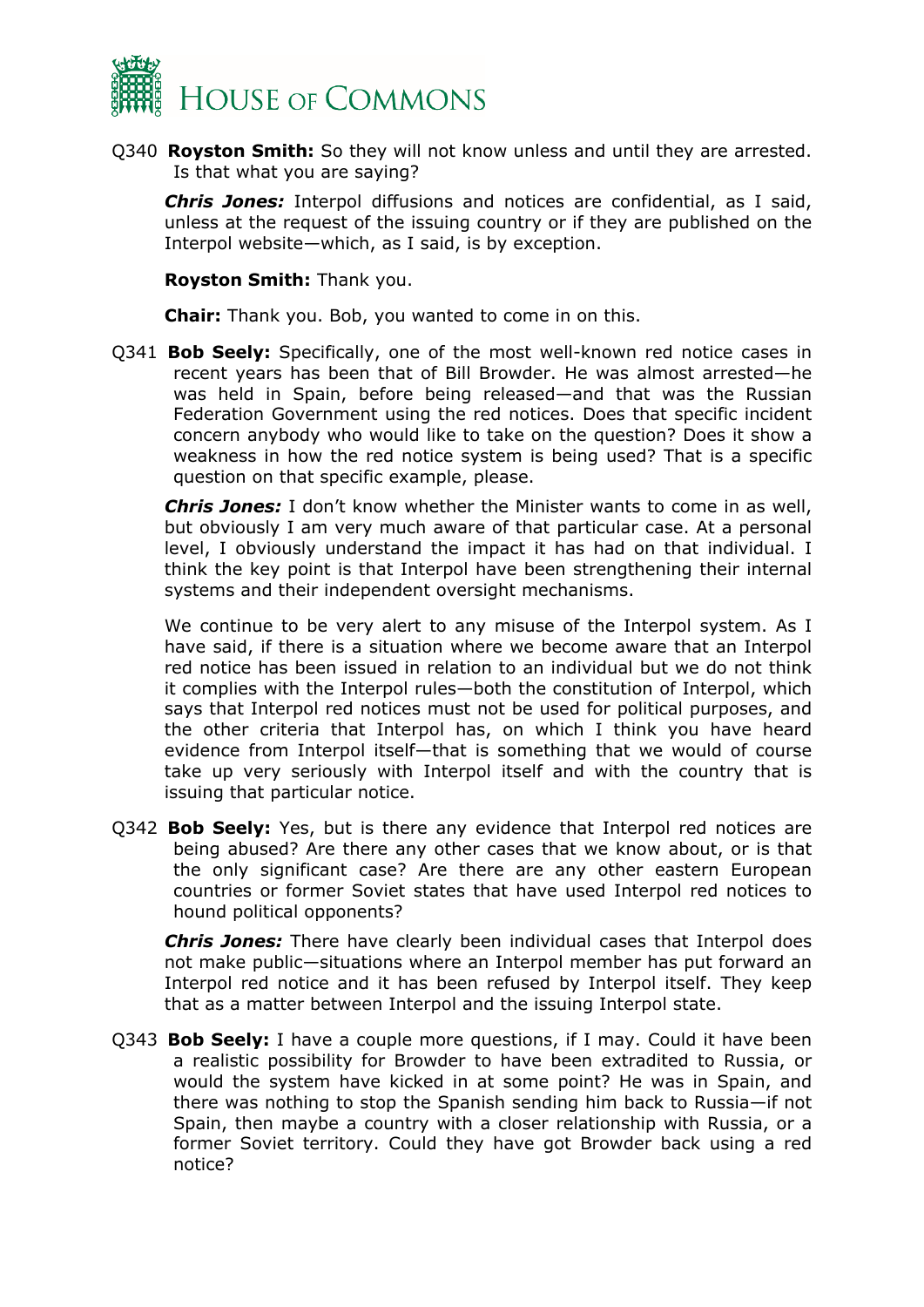Q340 **Royston Smith:** So they will not know unless and until they are arrested. Is that what you are saying?

***Chris Jones:*** Interpol diffusions and notices are confidential, as I said, unless at the request of the issuing country or if they are published on the Interpol website—which, as I said, is by exception.

**Royston Smith:** Thank you.

**Chair:** Thank you. Bob, you wanted to come in on this.

Q341 **Bob Seely:** Specifically, one of the most well-known red notice cases in recent years has been that of Bill Browder. He was almost arrested—he was held in Spain, before being released—and that was the Russian Federation Government using the red notices. Does that specific incident concern anybody who would like to take on the question? Does it show a weakness in how the red notice system is being used? That is a specific question on that specific example, please.

***Chris Jones:*** I don't know whether the Minister wants to come in as well, but obviously I am very much aware of that particular case. At a personal level, I obviously understand the impact it has had on that individual. I think the key point is that Interpol have been strengthening their internal systems and their independent oversight mechanisms.

We continue to be very alert to any misuse of the Interpol system. As I have said, if there is a situation where we become aware that an Interpol red notice has been issued in relation to an individual but we do not think it complies with the Interpol rules—both the constitution of Interpol, which says that Interpol red notices must not be used for political purposes, and the other criteria that Interpol has, on which I think you have heard evidence from Interpol itself—that is something that we would of course take up very seriously with Interpol itself and with the country that is issuing that particular notice.

Q342 **Bob Seely:** Yes, but is there any evidence that Interpol red notices are being abused? Are there any other cases that we know about, or is that the only significant case? Are there are any other eastern European countries or former Soviet states that have used Interpol red notices to hound political opponents?

***Chris Jones:*** There have clearly been individual cases that Interpol does not make public—situations where an Interpol member has put forward an Interpol red notice and it has been refused by Interpol itself. They keep that as a matter between Interpol and the issuing Interpol state.

Q343 **Bob Seely:** I have a couple more questions, if I may. Could it have been a realistic possibility for Browder to have been extradited to Russia, or would the system have kicked in at some point? He was in Spain, and there was nothing to stop the Spanish sending him back to Russia—if not Spain, then maybe a country with a closer relationship with Russia, or a former Soviet territory. Could they have got Browder back using a red notice?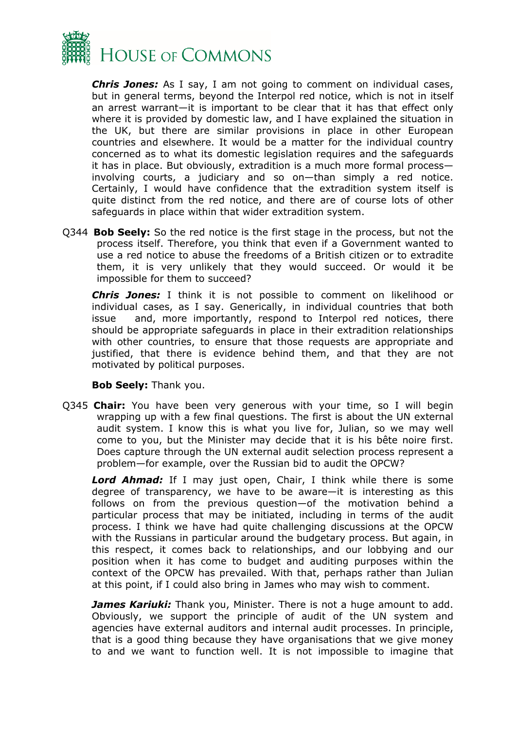***Chris Jones:*** As I say, I am not going to comment on individual cases, but in general terms, beyond the Interpol red notice, which is not in itself an arrest warrant—it is important to be clear that it has that effect only where it is provided by domestic law, and I have explained the situation in the UK, but there are similar provisions in place in other European countries and elsewhere. It would be a matter for the individual country concerned as to what its domestic legislation requires and the safeguards it has in place. But obviously, extradition is a much more formal process—involving courts, a judiciary and so on—than simply a red notice. Certainly, I would have confidence that the extradition system itself is quite distinct from the red notice, and there are of course lots of other safeguards in place within that wider extradition system.

Q344 **Bob Seely:** So the red notice is the first stage in the process, but not the process itself. Therefore, you think that even if a Government wanted to use a red notice to abuse the freedoms of a British citizen or to extradite them, it is very unlikely that they would succeed. Or would it be impossible for them to succeed?

***Chris Jones:*** I think it is not possible to comment on likelihood or individual cases, as I say. Generically, in individual countries that both issue and, more importantly, respond to Interpol red notices, there should be appropriate safeguards in place in their extradition relationships with other countries, to ensure that those requests are appropriate and justified, that there is evidence behind them, and that they are not motivated by political purposes.

**Bob Seely:** Thank you.

Q345 **Chair:** You have been very generous with your time, so I will begin wrapping up with a few final questions. The first is about the UN external audit system. I know this is what you live for, Julian, so we may well come to you, but the Minister may decide that it is his bête noire first. Does capture through the UN external audit selection process represent a problem—for example, over the Russian bid to audit the OPCW?

***Lord Ahmad:*** If I may just open, Chair, I think while there is some degree of transparency, we have to be aware—it is interesting as this follows on from the previous question—of the motivation behind a particular process that may be initiated, including in terms of the audit process. I think we have had quite challenging discussions at the OPCW with the Russians in particular around the budgetary process. But again, in this respect, it comes back to relationships, and our lobbying and our position when it has come to budget and auditing purposes within the context of the OPCW has prevailed. With that, perhaps rather than Julian at this point, if I could also bring in James who may wish to comment.

***James Kariuki:*** Thank you, Minister. There is not a huge amount to add. Obviously, we support the principle of audit of the UN system and agencies have external auditors and internal audit processes. In principle, that is a good thing because they have organisations that we give money to and we want to function well. It is not impossible to imagine that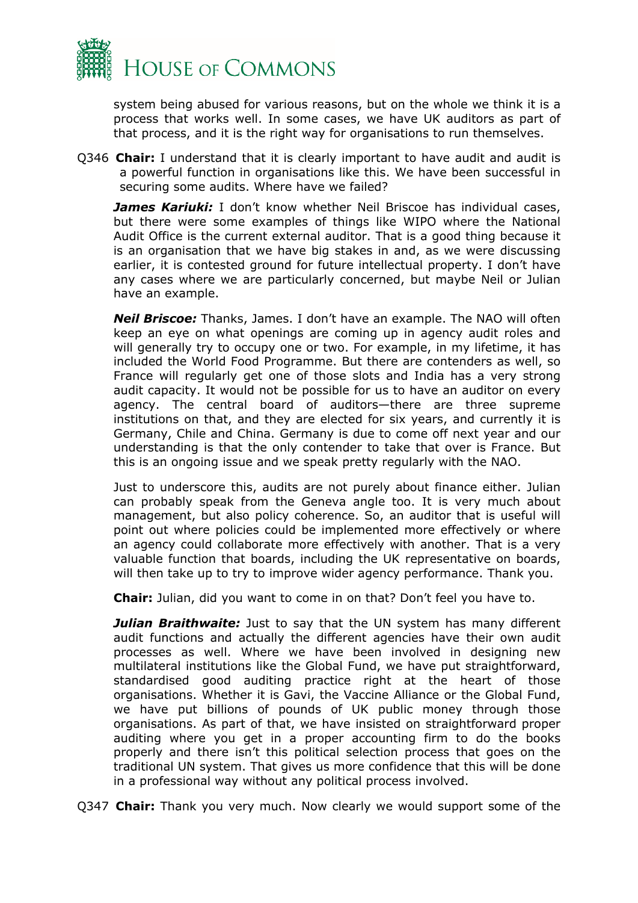system being abused for various reasons, but on the whole we think it is a process that works well. In some cases, we have UK auditors as part of that process, and it is the right way for organisations to run themselves.

Q346 **Chair:** I understand that it is clearly important to have audit and audit is a powerful function in organisations like this. We have been successful in securing some audits. Where have we failed?

***James Kariuki:*** I don't know whether Neil Briscoe has individual cases, but there were some examples of things like WIPO where the National Audit Office is the current external auditor. That is a good thing because it is an organisation that we have big stakes in and, as we were discussing earlier, it is contested ground for future intellectual property. I don't have any cases where we are particularly concerned, but maybe Neil or Julian have an example.

***Neil Briscoe:*** Thanks, James. I don't have an example. The NAO will often keep an eye on what openings are coming up in agency audit roles and will generally try to occupy one or two. For example, in my lifetime, it has included the World Food Programme. But there are contenders as well, so France will regularly get one of those slots and India has a very strong audit capacity. It would not be possible for us to have an auditor on every agency. The central board of auditors—there are three supreme institutions on that, and they are elected for six years, and currently it is Germany, Chile and China. Germany is due to come off next year and our understanding is that the only contender to take that over is France. But this is an ongoing issue and we speak pretty regularly with the NAO.

Just to underscore this, audits are not purely about finance either. Julian can probably speak from the Geneva angle too. It is very much about management, but also policy coherence. So, an auditor that is useful will point out where policies could be implemented more effectively or where an agency could collaborate more effectively with another. That is a very valuable function that boards, including the UK representative on boards, will then take up to try to improve wider agency performance. Thank you.

**Chair:** Julian, did you want to come in on that? Don't feel you have to.

***Julian Braithwaite:*** Just to say that the UN system has many different audit functions and actually the different agencies have their own audit processes as well. Where we have been involved in designing new multilateral institutions like the Global Fund, we have put straightforward, standardised good auditing practice right at the heart of those organisations. Whether it is Gavi, the Vaccine Alliance or the Global Fund, we have put billions of pounds of UK public money through those organisations. As part of that, we have insisted on straightforward proper auditing where you get in a proper accounting firm to do the books properly and there isn't this political selection process that goes on the traditional UN system. That gives us more confidence that this will be done in a professional way without any political process involved.

Q347 **Chair:** Thank you very much. Now clearly we would support some of the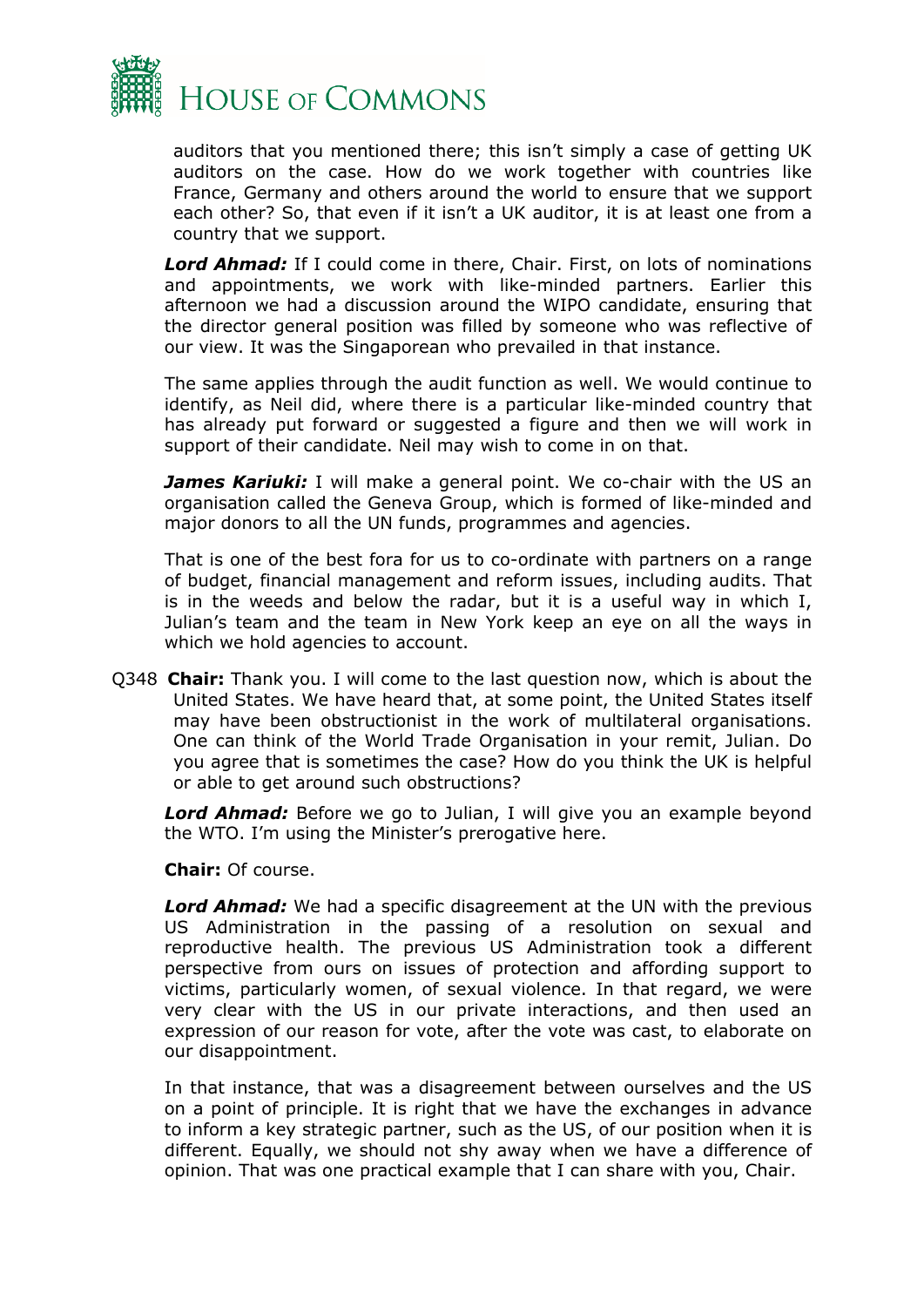auditors that you mentioned there; this isn't simply a case of getting UK auditors on the case. How do we work together with countries like France, Germany and others around the world to ensure that we support each other? So, that even if it isn't a UK auditor, it is at least one from a country that we support.

***Lord Ahmad:*** If I could come in there, Chair. First, on lots of nominations and appointments, we work with like-minded partners. Earlier this afternoon we had a discussion around the WIPO candidate, ensuring that the director general position was filled by someone who was reflective of our view. It was the Singaporean who prevailed in that instance.

The same applies through the audit function as well. We would continue to identify, as Neil did, where there is a particular like-minded country that has already put forward or suggested a figure and then we will work in support of their candidate. Neil may wish to come in on that.

***James Kariuki:*** I will make a general point. We co-chair with the US an organisation called the Geneva Group, which is formed of like-minded and major donors to all the UN funds, programmes and agencies.

That is one of the best fora for us to co-ordinate with partners on a range of budget, financial management and reform issues, including audits. That is in the weeds and below the radar, but it is a useful way in which I, Julian's team and the team in New York keep an eye on all the ways in which we hold agencies to account.

Q348 **Chair:** Thank you. I will come to the last question now, which is about the United States. We have heard that, at some point, the United States itself may have been obstructionist in the work of multilateral organisations. One can think of the World Trade Organisation in your remit, Julian. Do you agree that is sometimes the case? How do you think the UK is helpful or able to get around such obstructions?

***Lord Ahmad:*** Before we go to Julian, I will give you an example beyond the WTO. I'm using the Minister's prerogative here.

**Chair:** Of course.

***Lord Ahmad:*** We had a specific disagreement at the UN with the previous US Administration in the passing of a resolution on sexual and reproductive health. The previous US Administration took a different perspective from ours on issues of protection and affording support to victims, particularly women, of sexual violence. In that regard, we were very clear with the US in our private interactions, and then used an expression of our reason for vote, after the vote was cast, to elaborate on our disappointment.

In that instance, that was a disagreement between ourselves and the US on a point of principle. It is right that we have the exchanges in advance to inform a key strategic partner, such as the US, of our position when it is different. Equally, we should not shy away when we have a difference of opinion. That was one practical example that I can share with you, Chair.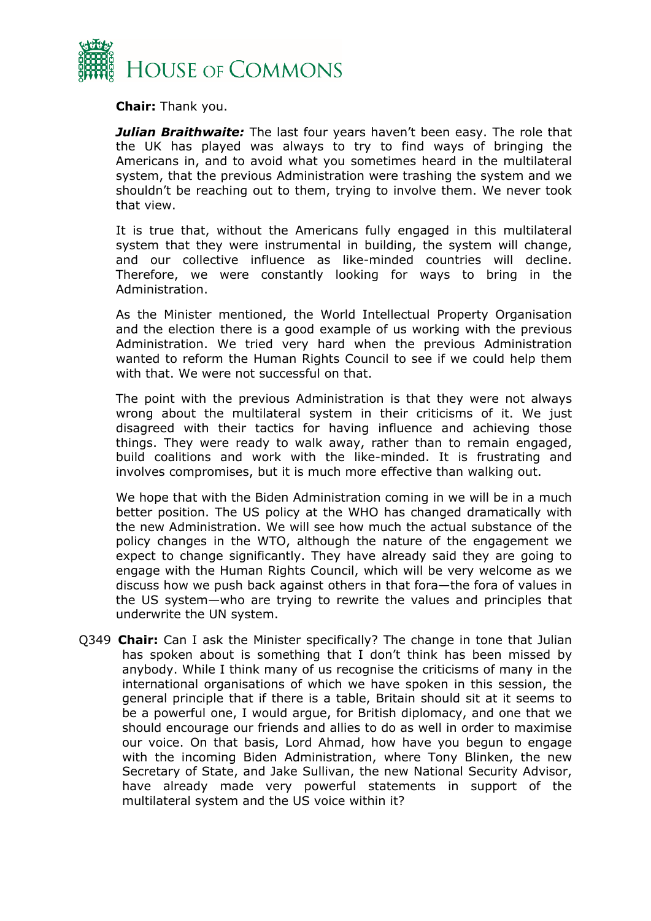**Chair:** Thank you.

***Julian Braithwaite:*** The last four years haven't been easy. The role that the UK has played was always to try to find ways of bringing the Americans in, and to avoid what you sometimes heard in the multilateral system, that the previous Administration were trashing the system and we shouldn't be reaching out to them, trying to involve them. We never took that view.

It is true that, without the Americans fully engaged in this multilateral system that they were instrumental in building, the system will change, and our collective influence as like-minded countries will decline. Therefore, we were constantly looking for ways to bring in the Administration.

As the Minister mentioned, the World Intellectual Property Organisation and the election there is a good example of us working with the previous Administration. We tried very hard when the previous Administration wanted to reform the Human Rights Council to see if we could help them with that. We were not successful on that.

The point with the previous Administration is that they were not always wrong about the multilateral system in their criticisms of it. We just disagreed with their tactics for having influence and achieving those things. They were ready to walk away, rather than to remain engaged, build coalitions and work with the like-minded. It is frustrating and involves compromises, but it is much more effective than walking out.

We hope that with the Biden Administration coming in we will be in a much better position. The US policy at the WHO has changed dramatically with the new Administration. We will see how much the actual substance of the policy changes in the WTO, although the nature of the engagement we expect to change significantly. They have already said they are going to engage with the Human Rights Council, which will be very welcome as we discuss how we push back against others in that fora—the fora of values in the US system—who are trying to rewrite the values and principles that underwrite the UN system.

Q349 **Chair:** Can I ask the Minister specifically? The change in tone that Julian has spoken about is something that I don't think has been missed by anybody. While I think many of us recognise the criticisms of many in the international organisations of which we have spoken in this session, the general principle that if there is a table, Britain should sit at it seems to be a powerful one, I would argue, for British diplomacy, and one that we should encourage our friends and allies to do as well in order to maximise our voice. On that basis, Lord Ahmad, how have you begun to engage with the incoming Biden Administration, where Tony Blinken, the new Secretary of State, and Jake Sullivan, the new National Security Advisor, have already made very powerful statements in support of the multilateral system and the US voice within it?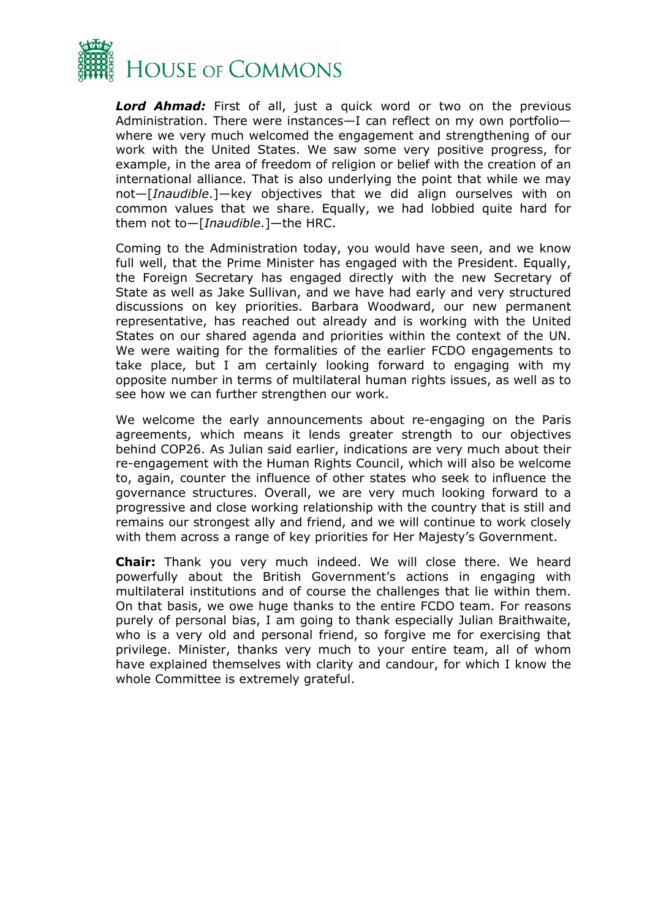***Lord Ahmad:*** First of all, just a quick word or two on the previous Administration. There were instances—I can reflect on my own portfolio—where we very much welcomed the engagement and strengthening of our work with the United States. We saw some very positive progress, for example, in the area of freedom of religion or belief with the creation of an international alliance. That is also underlying the point that while we may not—[*Inaudible*.]—key objectives that we did align ourselves with on common values that we share. Equally, we had lobbied quite hard for them not to—[*Inaudible*.]—the HRC.

Coming to the Administration today, you would have seen, and we know full well, that the Prime Minister has engaged with the President. Equally, the Foreign Secretary has engaged directly with the new Secretary of State as well as Jake Sullivan, and we have had early and very structured discussions on key priorities. Barbara Woodward, our new permanent representative, has reached out already and is working with the United States on our shared agenda and priorities within the context of the UN. We were waiting for the formalities of the earlier FCDO engagements to take place, but I am certainly looking forward to engaging with my opposite number in terms of multilateral human rights issues, as well as to see how we can further strengthen our work.

We welcome the early announcements about re-engaging on the Paris agreements, which means it lends greater strength to our objectives behind COP26. As Julian said earlier, indications are very much about their re-engagement with the Human Rights Council, which will also be welcome to, again, counter the influence of other states who seek to influence the governance structures. Overall, we are very much looking forward to a progressive and close working relationship with the country that is still and remains our strongest ally and friend, and we will continue to work closely with them across a range of key priorities for Her Majesty's Government.

**Chair:** Thank you very much indeed. We will close there. We heard powerfully about the British Government's actions in engaging with multilateral institutions and of course the challenges that lie within them. On that basis, we owe huge thanks to the entire FCDO team. For reasons purely of personal bias, I am going to thank especially Julian Braithwaite, who is a very old and personal friend, so forgive me for exercising that privilege. Minister, thanks very much to your entire team, all of whom have explained themselves with clarity and candour, for which I know the whole Committee is extremely grateful.